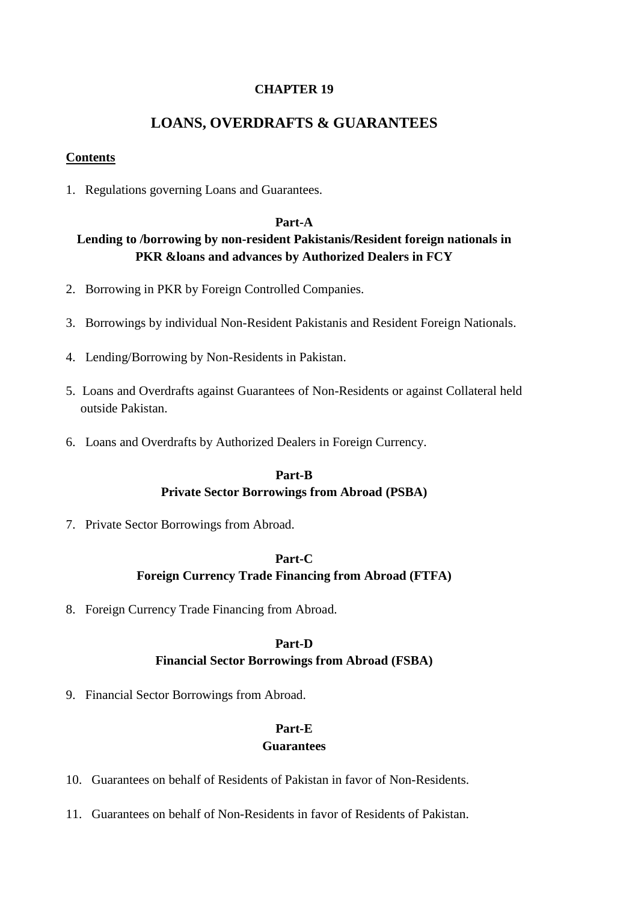# CHAPTER 19

## LOANS, OVERDRAFTS & GUARANTEES

**Contents**

1. Regulations governing Loans and Guarantees.

### Part-A
### Lending to /borrowing by non-resident Pakistanis/Resident foreign nationals in PKR &loans and advances by Authorized Dealers in FCY

2. Borrowing in PKR by Foreign Controlled Companies.

3. Borrowings by individual Non-Resident Pakistanis and Resident Foreign Nationals.

4. Lending/Borrowing by Non-Residents in Pakistan.

5. Loans and Overdrafts against Guarantees of Non-Residents or against Collateral held outside Pakistan.

6. Loans and Overdrafts by Authorized Dealers in Foreign Currency.

### Part-B
### Private Sector Borrowings from Abroad (PSBA)

7. Private Sector Borrowings from Abroad.

### Part-C
### Foreign Currency Trade Financing from Abroad (FTFA)

8. Foreign Currency Trade Financing from Abroad.

### Part-D
### Financial Sector Borrowings from Abroad (FSBA)

9. Financial Sector Borrowings from Abroad.

### Part-E
### Guarantees

10. Guarantees on behalf of Residents of Pakistan in favor of Non-Residents.

11. Guarantees on behalf of Non-Residents in favor of Residents of Pakistan.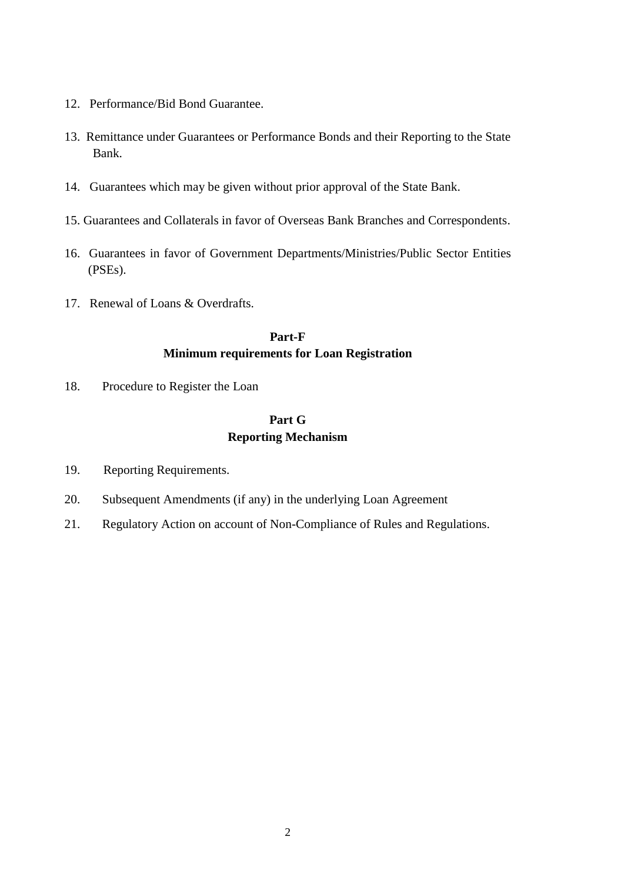12. Performance/Bid Bond Guarantee.

13. Remittance under Guarantees or Performance Bonds and their Reporting to the State Bank.

14. Guarantees which may be given without prior approval of the State Bank.

15. Guarantees and Collaterals in favor of Overseas Bank Branches and Correspondents.

16. Guarantees in favor of Government Departments/Ministries/Public Sector Entities (PSEs).

17. Renewal of Loans & Overdrafts.

**Part-F**
**Minimum requirements for Loan Registration**

18. Procedure to Register the Loan

**Part G**
**Reporting Mechanism**

19. Reporting Requirements.

20. Subsequent Amendments (if any) in the underlying Loan Agreement

21. Regulatory Action on account of Non-Compliance of Rules and Regulations.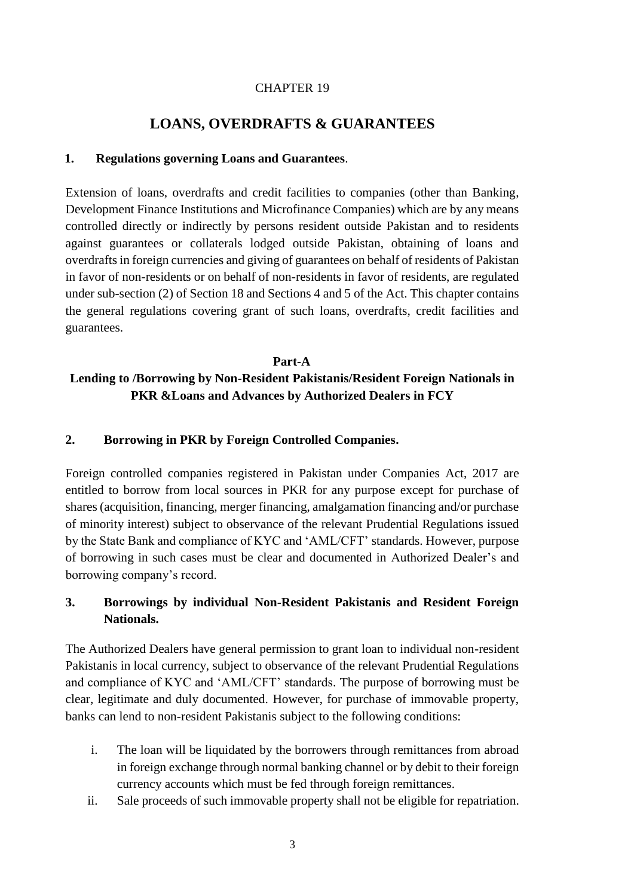CHAPTER 19

# LOANS, OVERDRAFTS & GUARANTEES

## 1. Regulations governing Loans and Guarantees.

Extension of loans, overdrafts and credit facilities to companies (other than Banking, Development Finance Institutions and Microfinance Companies) which are by any means controlled directly or indirectly by persons resident outside Pakistan and to residents against guarantees or collaterals lodged outside Pakistan, obtaining of loans and overdrafts in foreign currencies and giving of guarantees on behalf of residents of Pakistan in favor of non-residents or on behalf of non-residents in favor of residents, are regulated under sub-section (2) of Section 18 and Sections 4 and 5 of the Act. This chapter contains the general regulations covering grant of such loans, overdrafts, credit facilities and guarantees.

## Part-A

## Lending to /Borrowing by Non-Resident Pakistanis/Resident Foreign Nationals in PKR &Loans and Advances by Authorized Dealers in FCY

## 2. Borrowing in PKR by Foreign Controlled Companies.

Foreign controlled companies registered in Pakistan under Companies Act, 2017 are entitled to borrow from local sources in PKR for any purpose except for purchase of shares (acquisition, financing, merger financing, amalgamation financing and/or purchase of minority interest) subject to observance of the relevant Prudential Regulations issued by the State Bank and compliance of KYC and 'AML/CFT' standards. However, purpose of borrowing in such cases must be clear and documented in Authorized Dealer's and borrowing company's record.

## 3. Borrowings by individual Non-Resident Pakistanis and Resident Foreign Nationals.

The Authorized Dealers have general permission to grant loan to individual non-resident Pakistanis in local currency, subject to observance of the relevant Prudential Regulations and compliance of KYC and 'AML/CFT' standards. The purpose of borrowing must be clear, legitimate and duly documented. However, for purchase of immovable property, banks can lend to non-resident Pakistanis subject to the following conditions:

i. The loan will be liquidated by the borrowers through remittances from abroad in foreign exchange through normal banking channel or by debit to their foreign currency accounts which must be fed through foreign remittances.

ii. Sale proceeds of such immovable property shall not be eligible for repatriation.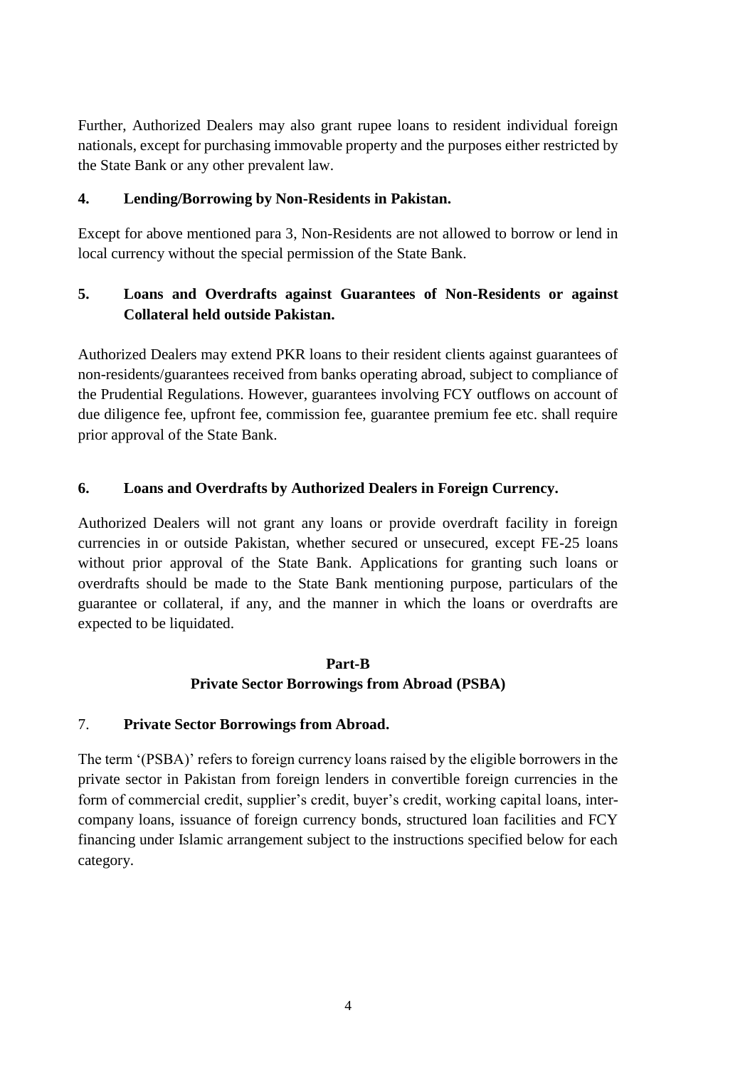Further, Authorized Dealers may also grant rupee loans to resident individual foreign nationals, except for purchasing immovable property and the purposes either restricted by the State Bank or any other prevalent law.

**4. Lending/Borrowing by Non-Residents in Pakistan.**

Except for above mentioned para 3, Non-Residents are not allowed to borrow or lend in local currency without the special permission of the State Bank.

**5. Loans and Overdrafts against Guarantees of Non-Residents or against Collateral held outside Pakistan.**

Authorized Dealers may extend PKR loans to their resident clients against guarantees of non-residents/guarantees received from banks operating abroad, subject to compliance of the Prudential Regulations. However, guarantees involving FCY outflows on account of due diligence fee, upfront fee, commission fee, guarantee premium fee etc. shall require prior approval of the State Bank.

**6. Loans and Overdrafts by Authorized Dealers in Foreign Currency.**

Authorized Dealers will not grant any loans or provide overdraft facility in foreign currencies in or outside Pakistan, whether secured or unsecured, except FE-25 loans without prior approval of the State Bank. Applications for granting such loans or overdrafts should be made to the State Bank mentioning purpose, particulars of the guarantee or collateral, if any, and the manner in which the loans or overdrafts are expected to be liquidated.

## Part-B
## Private Sector Borrowings from Abroad (PSBA)

7. **Private Sector Borrowings from Abroad.**

The term '(PSBA)' refers to foreign currency loans raised by the eligible borrowers in the private sector in Pakistan from foreign lenders in convertible foreign currencies in the form of commercial credit, supplier's credit, buyer's credit, working capital loans, inter-company loans, issuance of foreign currency bonds, structured loan facilities and FCY financing under Islamic arrangement subject to the instructions specified below for each category.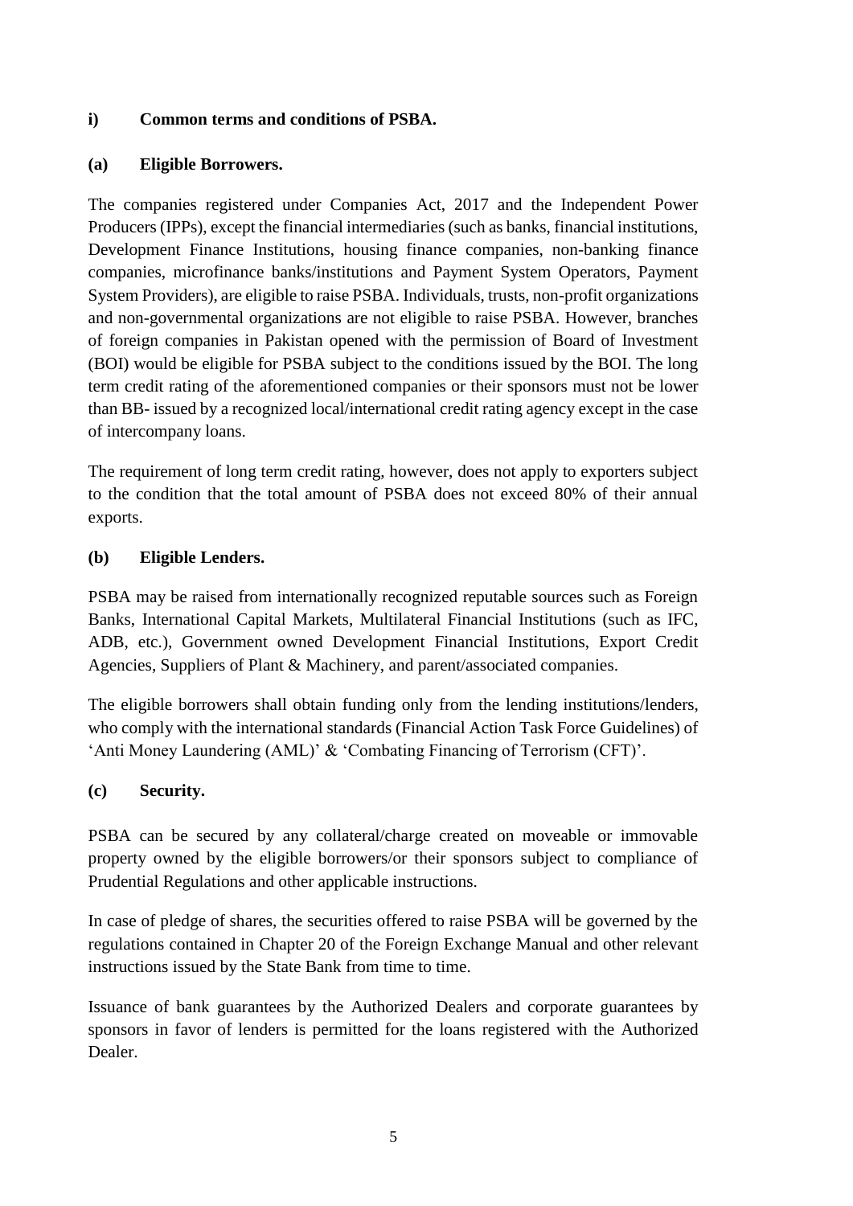### i) Common terms and conditions of PSBA.

#### (a) Eligible Borrowers.

The companies registered under Companies Act, 2017 and the Independent Power Producers (IPPs), except the financial intermediaries (such as banks, financial institutions, Development Finance Institutions, housing finance companies, non-banking finance companies, microfinance banks/institutions and Payment System Operators, Payment System Providers), are eligible to raise PSBA. Individuals, trusts, non-profit organizations and non-governmental organizations are not eligible to raise PSBA. However, branches of foreign companies in Pakistan opened with the permission of Board of Investment (BOI) would be eligible for PSBA subject to the conditions issued by the BOI. The long term credit rating of the aforementioned companies or their sponsors must not be lower than BB- issued by a recognized local/international credit rating agency except in the case of intercompany loans.

The requirement of long term credit rating, however, does not apply to exporters subject to the condition that the total amount of PSBA does not exceed 80% of their annual exports.

#### (b) Eligible Lenders.

PSBA may be raised from internationally recognized reputable sources such as Foreign Banks, International Capital Markets, Multilateral Financial Institutions (such as IFC, ADB, etc.), Government owned Development Financial Institutions, Export Credit Agencies, Suppliers of Plant & Machinery, and parent/associated companies.

The eligible borrowers shall obtain funding only from the lending institutions/lenders, who comply with the international standards (Financial Action Task Force Guidelines) of 'Anti Money Laundering (AML)' & 'Combating Financing of Terrorism (CFT)'.

#### (c) Security.

PSBA can be secured by any collateral/charge created on moveable or immovable property owned by the eligible borrowers/or their sponsors subject to compliance of Prudential Regulations and other applicable instructions.

In case of pledge of shares, the securities offered to raise PSBA will be governed by the regulations contained in Chapter 20 of the Foreign Exchange Manual and other relevant instructions issued by the State Bank from time to time.

Issuance of bank guarantees by the Authorized Dealers and corporate guarantees by sponsors in favor of lenders is permitted for the loans registered with the Authorized Dealer.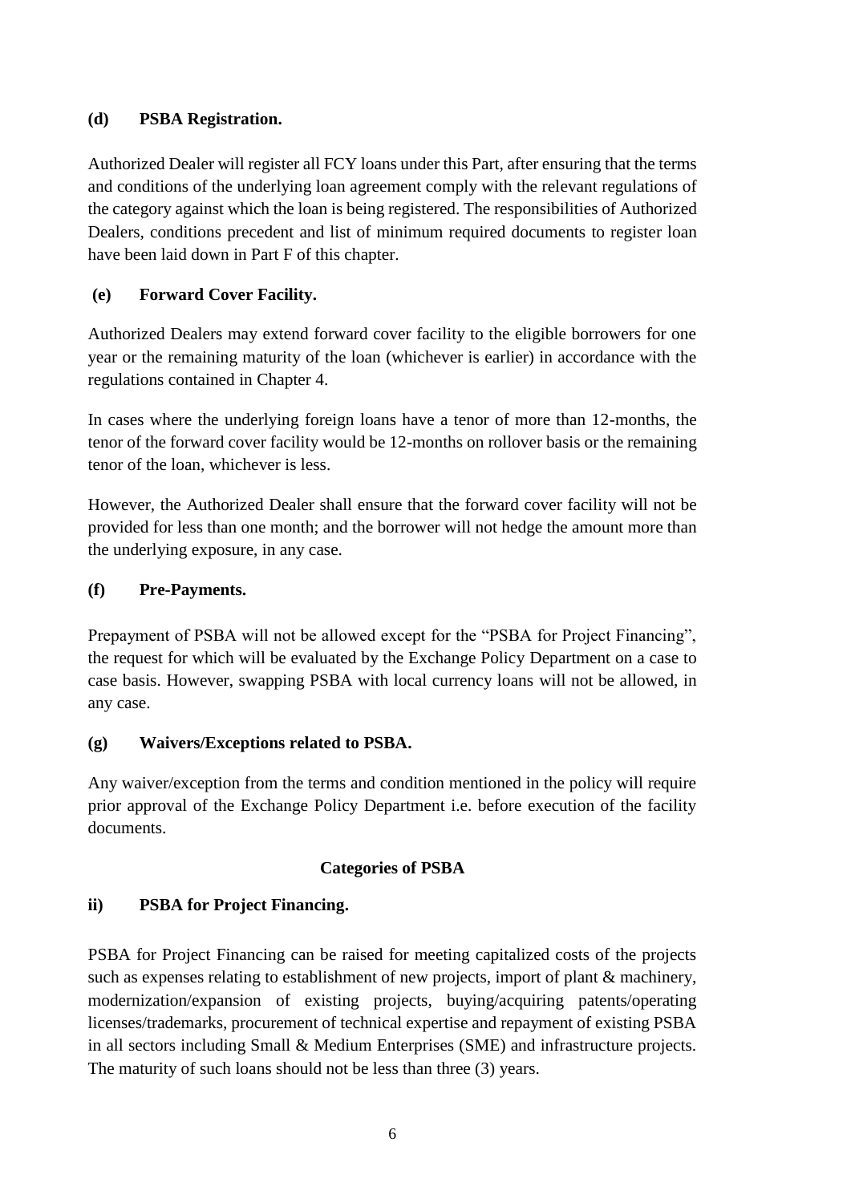### (d) PSBA Registration.

Authorized Dealer will register all FCY loans under this Part, after ensuring that the terms and conditions of the underlying loan agreement comply with the relevant regulations of the category against which the loan is being registered. The responsibilities of Authorized Dealers, conditions precedent and list of minimum required documents to register loan have been laid down in Part F of this chapter.

### (e) Forward Cover Facility.

Authorized Dealers may extend forward cover facility to the eligible borrowers for one year or the remaining maturity of the loan (whichever is earlier) in accordance with the regulations contained in Chapter 4.

In cases where the underlying foreign loans have a tenor of more than 12-months, the tenor of the forward cover facility would be 12-months on rollover basis or the remaining tenor of the loan, whichever is less.

However, the Authorized Dealer shall ensure that the forward cover facility will not be provided for less than one month; and the borrower will not hedge the amount more than the underlying exposure, in any case.

### (f) Pre-Payments.

Prepayment of PSBA will not be allowed except for the "PSBA for Project Financing", the request for which will be evaluated by the Exchange Policy Department on a case to case basis. However, swapping PSBA with local currency loans will not be allowed, in any case.

### (g) Waivers/Exceptions related to PSBA.

Any waiver/exception from the terms and condition mentioned in the policy will require prior approval of the Exchange Policy Department i.e. before execution of the facility documents.

## Categories of PSBA

### ii) PSBA for Project Financing.

PSBA for Project Financing can be raised for meeting capitalized costs of the projects such as expenses relating to establishment of new projects, import of plant & machinery, modernization/expansion of existing projects, buying/acquiring patents/operating licenses/trademarks, procurement of technical expertise and repayment of existing PSBA in all sectors including Small & Medium Enterprises (SME) and infrastructure projects. The maturity of such loans should not be less than three (3) years.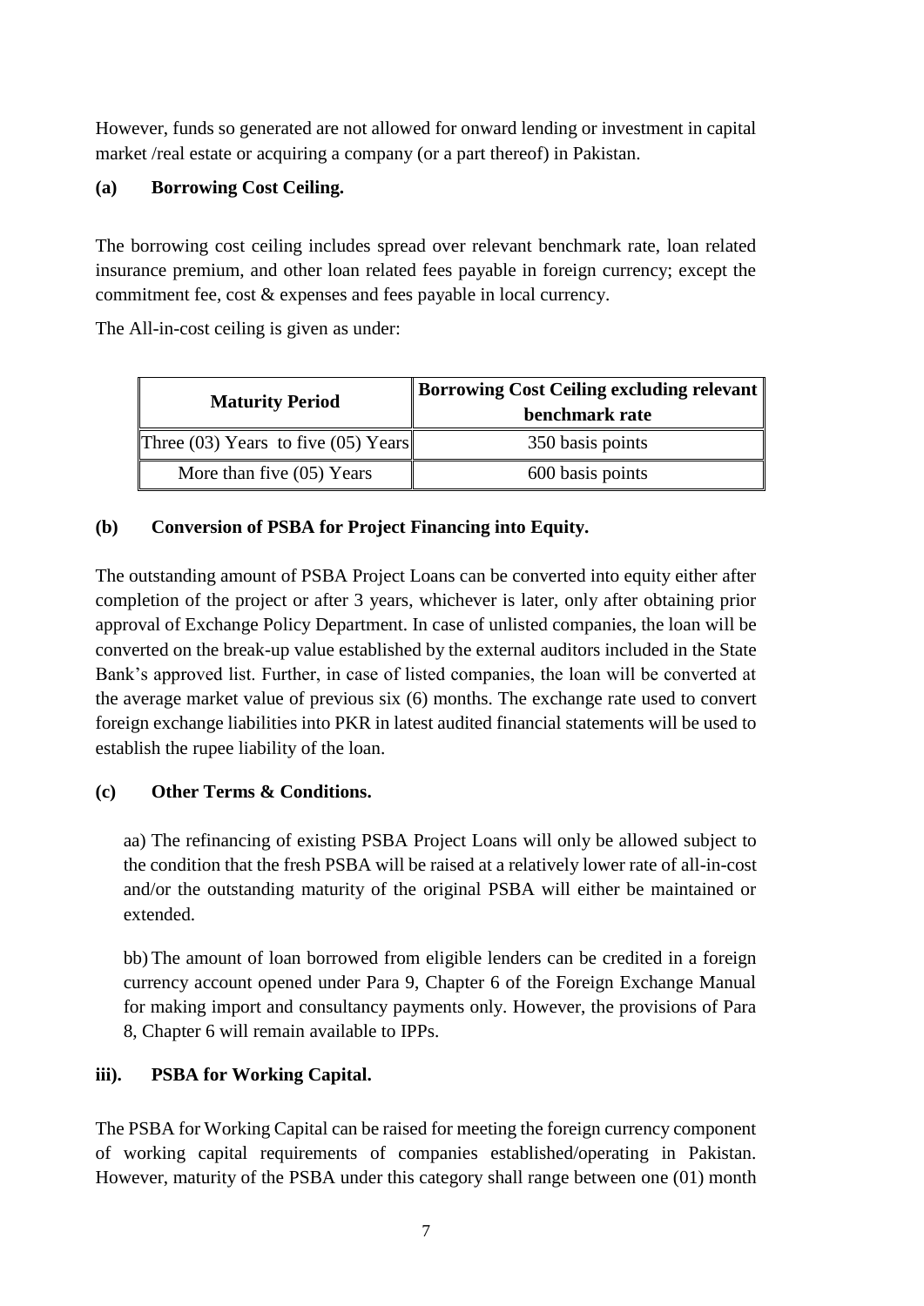However, funds so generated are not allowed for onward lending or investment in capital market /real estate or acquiring a company (or a part thereof) in Pakistan.

**(a) Borrowing Cost Ceiling.**

The borrowing cost ceiling includes spread over relevant benchmark rate, loan related insurance premium, and other loan related fees payable in foreign currency; except the commitment fee, cost & expenses and fees payable in local currency.

The All-in-cost ceiling is given as under:

| Maturity Period | Borrowing Cost Ceiling excluding relevant benchmark rate |
|---|---|
| Three (03) Years to five (05) Years | 350 basis points |
| More than five (05) Years | 600 basis points |

**(b) Conversion of PSBA for Project Financing into Equity.**

The outstanding amount of PSBA Project Loans can be converted into equity either after completion of the project or after 3 years, whichever is later, only after obtaining prior approval of Exchange Policy Department. In case of unlisted companies, the loan will be converted on the break-up value established by the external auditors included in the State Bank's approved list. Further, in case of listed companies, the loan will be converted at the average market value of previous six (6) months. The exchange rate used to convert foreign exchange liabilities into PKR in latest audited financial statements will be used to establish the rupee liability of the loan.

**(c) Other Terms & Conditions.**

aa) The refinancing of existing PSBA Project Loans will only be allowed subject to the condition that the fresh PSBA will be raised at a relatively lower rate of all-in-cost and/or the outstanding maturity of the original PSBA will either be maintained or extended.

bb) The amount of loan borrowed from eligible lenders can be credited in a foreign currency account opened under Para 9, Chapter 6 of the Foreign Exchange Manual for making import and consultancy payments only. However, the provisions of Para 8, Chapter 6 will remain available to IPPs.

**iii). PSBA for Working Capital.**

The PSBA for Working Capital can be raised for meeting the foreign currency component of working capital requirements of companies established/operating in Pakistan. However, maturity of the PSBA under this category shall range between one (01) month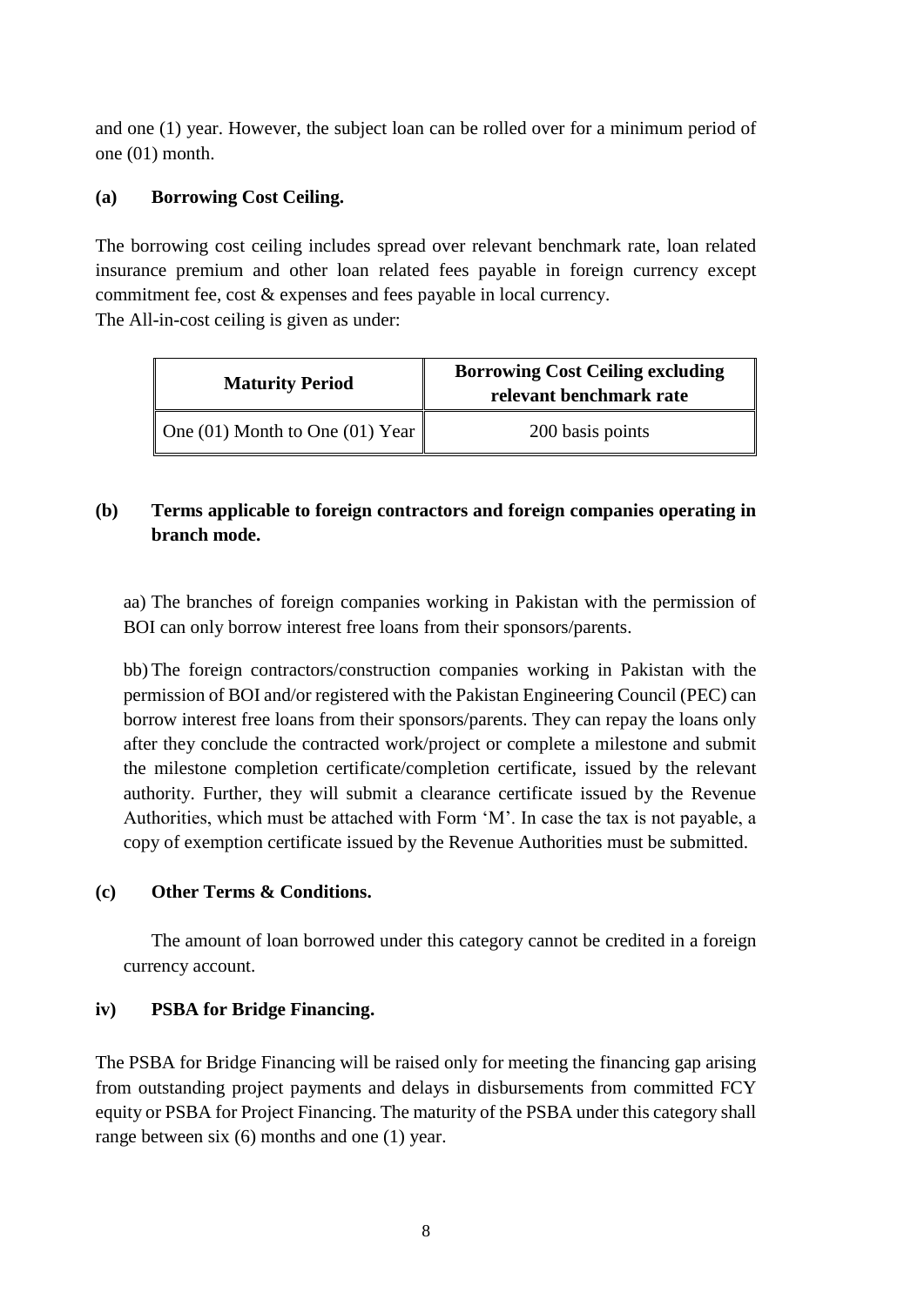and one (1) year. However, the subject loan can be rolled over for a minimum period of one (01) month.

**(a) Borrowing Cost Ceiling.**

The borrowing cost ceiling includes spread over relevant benchmark rate, loan related insurance premium and other loan related fees payable in foreign currency except commitment fee, cost & expenses and fees payable in local currency.
The All-in-cost ceiling is given as under:

| Maturity Period | Borrowing Cost Ceiling excluding relevant benchmark rate |
|---|---|
| One (01) Month to One (01) Year | 200 basis points |

**(b) Terms applicable to foreign contractors and foreign companies operating in branch mode.**

aa) The branches of foreign companies working in Pakistan with the permission of BOI can only borrow interest free loans from their sponsors/parents.

bb) The foreign contractors/construction companies working in Pakistan with the permission of BOI and/or registered with the Pakistan Engineering Council (PEC) can borrow interest free loans from their sponsors/parents. They can repay the loans only after they conclude the contracted work/project or complete a milestone and submit the milestone completion certificate/completion certificate, issued by the relevant authority. Further, they will submit a clearance certificate issued by the Revenue Authorities, which must be attached with Form 'M'. In case the tax is not payable, a copy of exemption certificate issued by the Revenue Authorities must be submitted.

**(c) Other Terms & Conditions.**

The amount of loan borrowed under this category cannot be credited in a foreign currency account.

**iv) PSBA for Bridge Financing.**

The PSBA for Bridge Financing will be raised only for meeting the financing gap arising from outstanding project payments and delays in disbursements from committed FCY equity or PSBA for Project Financing. The maturity of the PSBA under this category shall range between six (6) months and one (1) year.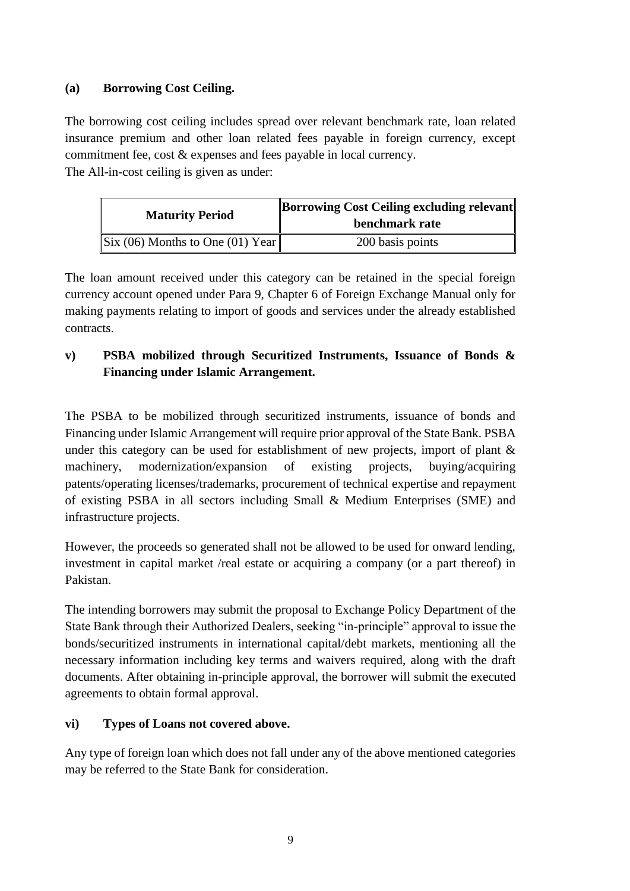### (a) Borrowing Cost Ceiling.

The borrowing cost ceiling includes spread over relevant benchmark rate, loan related insurance premium and other loan related fees payable in foreign currency, except commitment fee, cost & expenses and fees payable in local currency.
The All-in-cost ceiling is given as under:

| Maturity Period | Borrowing Cost Ceiling excluding relevant benchmark rate |
|---|---|
| Six (06) Months to One (01) Year | 200 basis points |

The loan amount received under this category can be retained in the special foreign currency account opened under Para 9, Chapter 6 of Foreign Exchange Manual only for making payments relating to import of goods and services under the already established contracts.

### v) PSBA mobilized through Securitized Instruments, Issuance of Bonds & Financing under Islamic Arrangement.

The PSBA to be mobilized through securitized instruments, issuance of bonds and Financing under Islamic Arrangement will require prior approval of the State Bank. PSBA under this category can be used for establishment of new projects, import of plant & machinery, modernization/expansion of existing projects, buying/acquiring patents/operating licenses/trademarks, procurement of technical expertise and repayment of existing PSBA in all sectors including Small & Medium Enterprises (SME) and infrastructure projects.

However, the proceeds so generated shall not be allowed to be used for onward lending, investment in capital market /real estate or acquiring a company (or a part thereof) in Pakistan.

The intending borrowers may submit the proposal to Exchange Policy Department of the State Bank through their Authorized Dealers, seeking "in-principle" approval to issue the bonds/securitized instruments in international capital/debt markets, mentioning all the necessary information including key terms and waivers required, along with the draft documents. After obtaining in-principle approval, the borrower will submit the executed agreements to obtain formal approval.

### vi) Types of Loans not covered above.

Any type of foreign loan which does not fall under any of the above mentioned categories may be referred to the State Bank for consideration.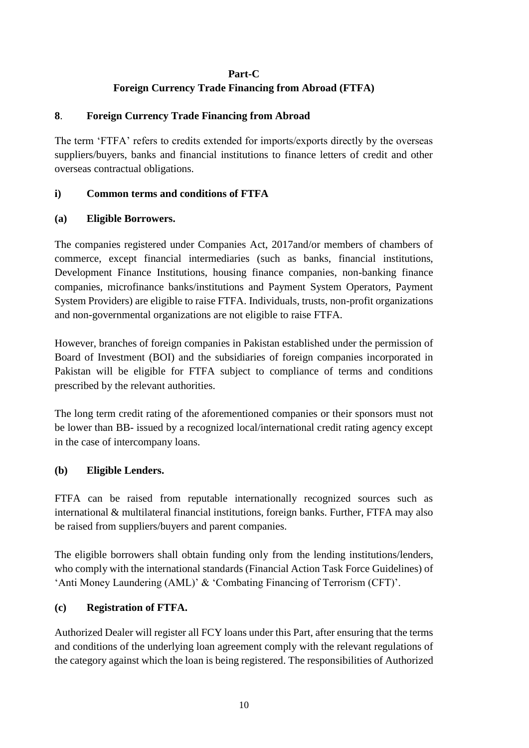## Part-C
## Foreign Currency Trade Financing from Abroad (FTFA)

### 8. Foreign Currency Trade Financing from Abroad

The term 'FTFA' refers to credits extended for imports/exports directly by the overseas suppliers/buyers, banks and financial institutions to finance letters of credit and other overseas contractual obligations.

#### i) Common terms and conditions of FTFA

#### (a) Eligible Borrowers.

The companies registered under Companies Act, 2017and/or members of chambers of commerce, except financial intermediaries (such as banks, financial institutions, Development Finance Institutions, housing finance companies, non-banking finance companies, microfinance banks/institutions and Payment System Operators, Payment System Providers) are eligible to raise FTFA. Individuals, trusts, non-profit organizations and non-governmental organizations are not eligible to raise FTFA.

However, branches of foreign companies in Pakistan established under the permission of Board of Investment (BOI) and the subsidiaries of foreign companies incorporated in Pakistan will be eligible for FTFA subject to compliance of terms and conditions prescribed by the relevant authorities.

The long term credit rating of the aforementioned companies or their sponsors must not be lower than BB- issued by a recognized local/international credit rating agency except in the case of intercompany loans.

#### (b) Eligible Lenders.

FTFA can be raised from reputable internationally recognized sources such as international & multilateral financial institutions, foreign banks. Further, FTFA may also be raised from suppliers/buyers and parent companies.

The eligible borrowers shall obtain funding only from the lending institutions/lenders, who comply with the international standards (Financial Action Task Force Guidelines) of 'Anti Money Laundering (AML)' & 'Combating Financing of Terrorism (CFT)'.

#### (c) Registration of FTFA.

Authorized Dealer will register all FCY loans under this Part, after ensuring that the terms and conditions of the underlying loan agreement comply with the relevant regulations of the category against which the loan is being registered. The responsibilities of Authorized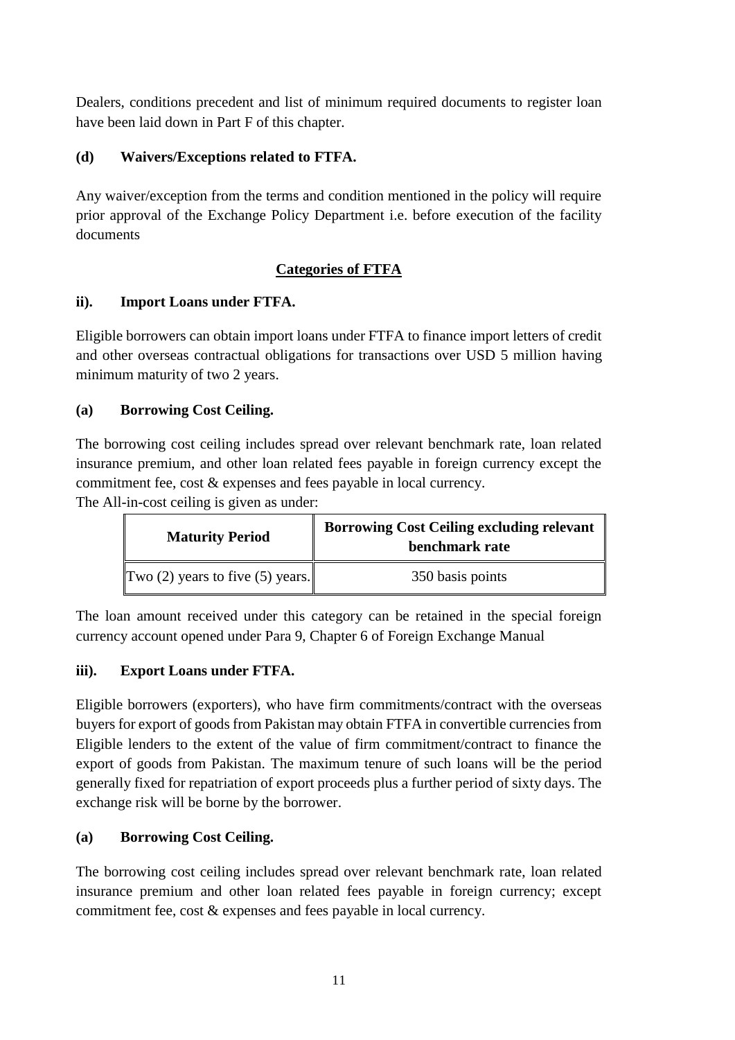Dealers, conditions precedent and list of minimum required documents to register loan have been laid down in Part F of this chapter.

**(d) Waivers/Exceptions related to FTFA.**

Any waiver/exception from the terms and condition mentioned in the policy will require prior approval of the Exchange Policy Department i.e. before execution of the facility documents

**<u>Categories of FTFA</u>**

**ii). Import Loans under FTFA.**

Eligible borrowers can obtain import loans under FTFA to finance import letters of credit and other overseas contractual obligations for transactions over USD 5 million having minimum maturity of two 2 years.

**(a) Borrowing Cost Ceiling.**

The borrowing cost ceiling includes spread over relevant benchmark rate, loan related insurance premium, and other loan related fees payable in foreign currency except the commitment fee, cost & expenses and fees payable in local currency.
The All-in-cost ceiling is given as under:

| Maturity Period | Borrowing Cost Ceiling excluding relevant benchmark rate |
|---|---|
| Two (2) years to five (5) years. | 350 basis points |

The loan amount received under this category can be retained in the special foreign currency account opened under Para 9, Chapter 6 of Foreign Exchange Manual

**iii). Export Loans under FTFA.**

Eligible borrowers (exporters), who have firm commitments/contract with the overseas buyers for export of goods from Pakistan may obtain FTFA in convertible currencies from Eligible lenders to the extent of the value of firm commitment/contract to finance the export of goods from Pakistan. The maximum tenure of such loans will be the period generally fixed for repatriation of export proceeds plus a further period of sixty days. The exchange risk will be borne by the borrower.

**(a) Borrowing Cost Ceiling.**

The borrowing cost ceiling includes spread over relevant benchmark rate, loan related insurance premium and other loan related fees payable in foreign currency; except commitment fee, cost & expenses and fees payable in local currency.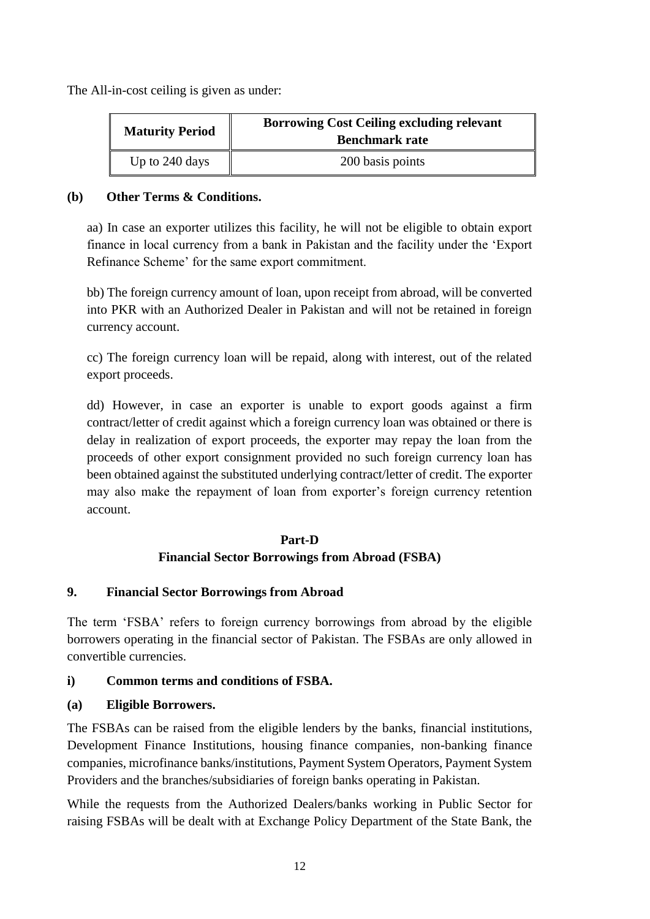The All-in-cost ceiling is given as under:

| Maturity Period | Borrowing Cost Ceiling excluding relevant Benchmark rate |
|---|---|
| Up to 240 days | 200 basis points |

**(b) Other Terms & Conditions.**

aa) In case an exporter utilizes this facility, he will not be eligible to obtain export finance in local currency from a bank in Pakistan and the facility under the 'Export Refinance Scheme' for the same export commitment.

bb) The foreign currency amount of loan, upon receipt from abroad, will be converted into PKR with an Authorized Dealer in Pakistan and will not be retained in foreign currency account.

cc) The foreign currency loan will be repaid, along with interest, out of the related export proceeds.

dd) However, in case an exporter is unable to export goods against a firm contract/letter of credit against which a foreign currency loan was obtained or there is delay in realization of export proceeds, the exporter may repay the loan from the proceeds of other export consignment provided no such foreign currency loan has been obtained against the substituted underlying contract/letter of credit. The exporter may also make the repayment of loan from exporter's foreign currency retention account.

## Part-D
## Financial Sector Borrowings from Abroad (FSBA)

### 9. Financial Sector Borrowings from Abroad

The term 'FSBA' refers to foreign currency borrowings from abroad by the eligible borrowers operating in the financial sector of Pakistan. The FSBAs are only allowed in convertible currencies.

**i) Common terms and conditions of FSBA.**

**(a) Eligible Borrowers.**

The FSBAs can be raised from the eligible lenders by the banks, financial institutions, Development Finance Institutions, housing finance companies, non-banking finance companies, microfinance banks/institutions, Payment System Operators, Payment System Providers and the branches/subsidiaries of foreign banks operating in Pakistan.

While the requests from the Authorized Dealers/banks working in Public Sector for raising FSBAs will be dealt with at Exchange Policy Department of the State Bank, the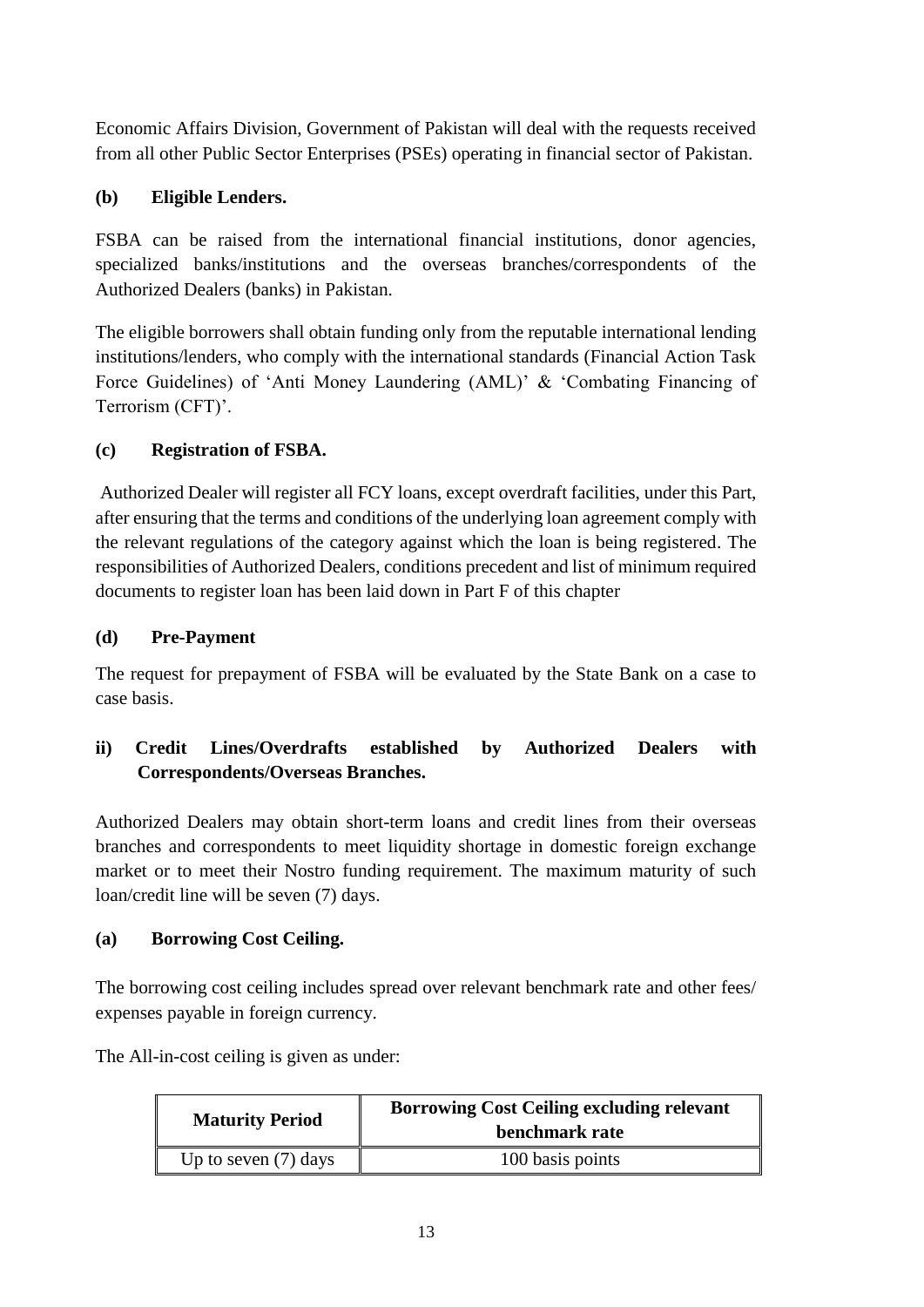Economic Affairs Division, Government of Pakistan will deal with the requests received from all other Public Sector Enterprises (PSEs) operating in financial sector of Pakistan.

**(b) Eligible Lenders.**

FSBA can be raised from the international financial institutions, donor agencies, specialized banks/institutions and the overseas branches/correspondents of the Authorized Dealers (banks) in Pakistan.

The eligible borrowers shall obtain funding only from the reputable international lending institutions/lenders, who comply with the international standards (Financial Action Task Force Guidelines) of 'Anti Money Laundering (AML)' & 'Combating Financing of Terrorism (CFT)'.

**(c) Registration of FSBA.**

Authorized Dealer will register all FCY loans, except overdraft facilities, under this Part, after ensuring that the terms and conditions of the underlying loan agreement comply with the relevant regulations of the category against which the loan is being registered. The responsibilities of Authorized Dealers, conditions precedent and list of minimum required documents to register loan has been laid down in Part F of this chapter

**(d) Pre-Payment**

The request for prepayment of FSBA will be evaluated by the State Bank on a case to case basis.

**ii) Credit Lines/Overdrafts established by Authorized Dealers with Correspondents/Overseas Branches.**

Authorized Dealers may obtain short-term loans and credit lines from their overseas branches and correspondents to meet liquidity shortage in domestic foreign exchange market or to meet their Nostro funding requirement. The maximum maturity of such loan/credit line will be seven (7) days.

**(a) Borrowing Cost Ceiling.**

The borrowing cost ceiling includes spread over relevant benchmark rate and other fees/ expenses payable in foreign currency.

The All-in-cost ceiling is given as under:

| Maturity Period | Borrowing Cost Ceiling excluding relevant benchmark rate |
| --- | --- |
| Up to seven (7) days | 100 basis points |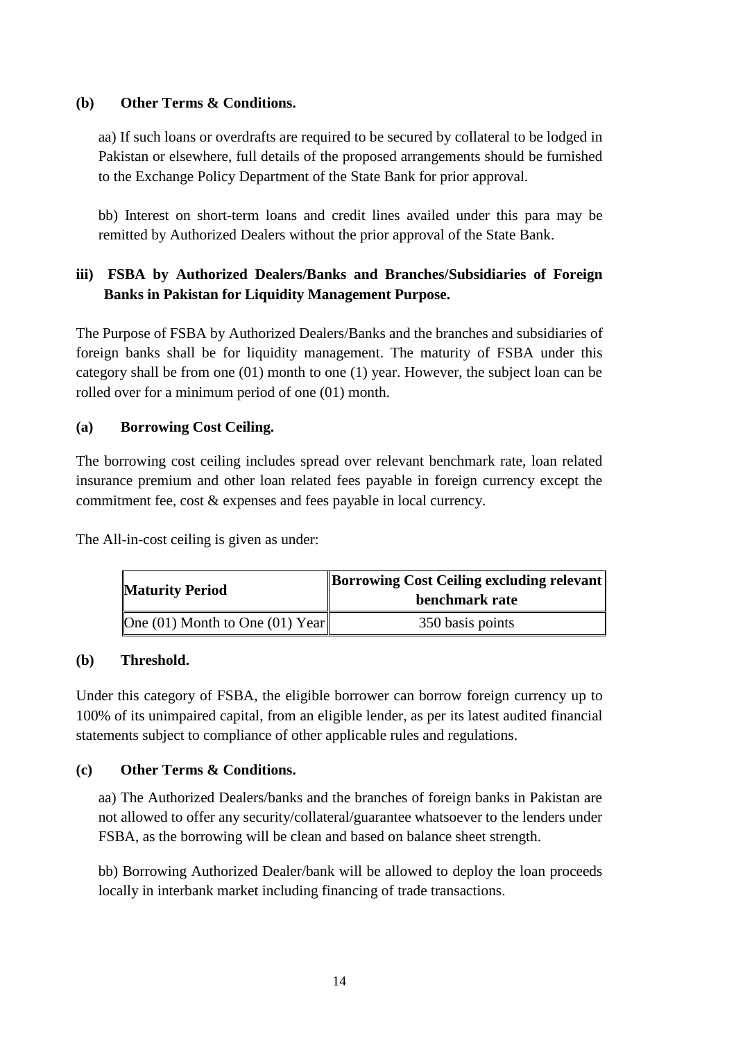**(b) Other Terms & Conditions.**

aa) If such loans or overdrafts are required to be secured by collateral to be lodged in Pakistan or elsewhere, full details of the proposed arrangements should be furnished to the Exchange Policy Department of the State Bank for prior approval.

bb) Interest on short-term loans and credit lines availed under this para may be remitted by Authorized Dealers without the prior approval of the State Bank.

### iii) FSBA by Authorized Dealers/Banks and Branches/Subsidiaries of Foreign Banks in Pakistan for Liquidity Management Purpose.

The Purpose of FSBA by Authorized Dealers/Banks and the branches and subsidiaries of foreign banks shall be for liquidity management. The maturity of FSBA under this category shall be from one (01) month to one (1) year. However, the subject loan can be rolled over for a minimum period of one (01) month.

**(a) Borrowing Cost Ceiling.**

The borrowing cost ceiling includes spread over relevant benchmark rate, loan related insurance premium and other loan related fees payable in foreign currency except the commitment fee, cost & expenses and fees payable in local currency.

The All-in-cost ceiling is given as under:

| Maturity Period | Borrowing Cost Ceiling excluding relevant benchmark rate |
|---|---|
| One (01) Month to One (01) Year | 350 basis points |

**(b) Threshold.**

Under this category of FSBA, the eligible borrower can borrow foreign currency up to 100% of its unimpaired capital, from an eligible lender, as per its latest audited financial statements subject to compliance of other applicable rules and regulations.

**(c) Other Terms & Conditions.**

aa) The Authorized Dealers/banks and the branches of foreign banks in Pakistan are not allowed to offer any security/collateral/guarantee whatsoever to the lenders under FSBA, as the borrowing will be clean and based on balance sheet strength.

bb) Borrowing Authorized Dealer/bank will be allowed to deploy the loan proceeds locally in interbank market including financing of trade transactions.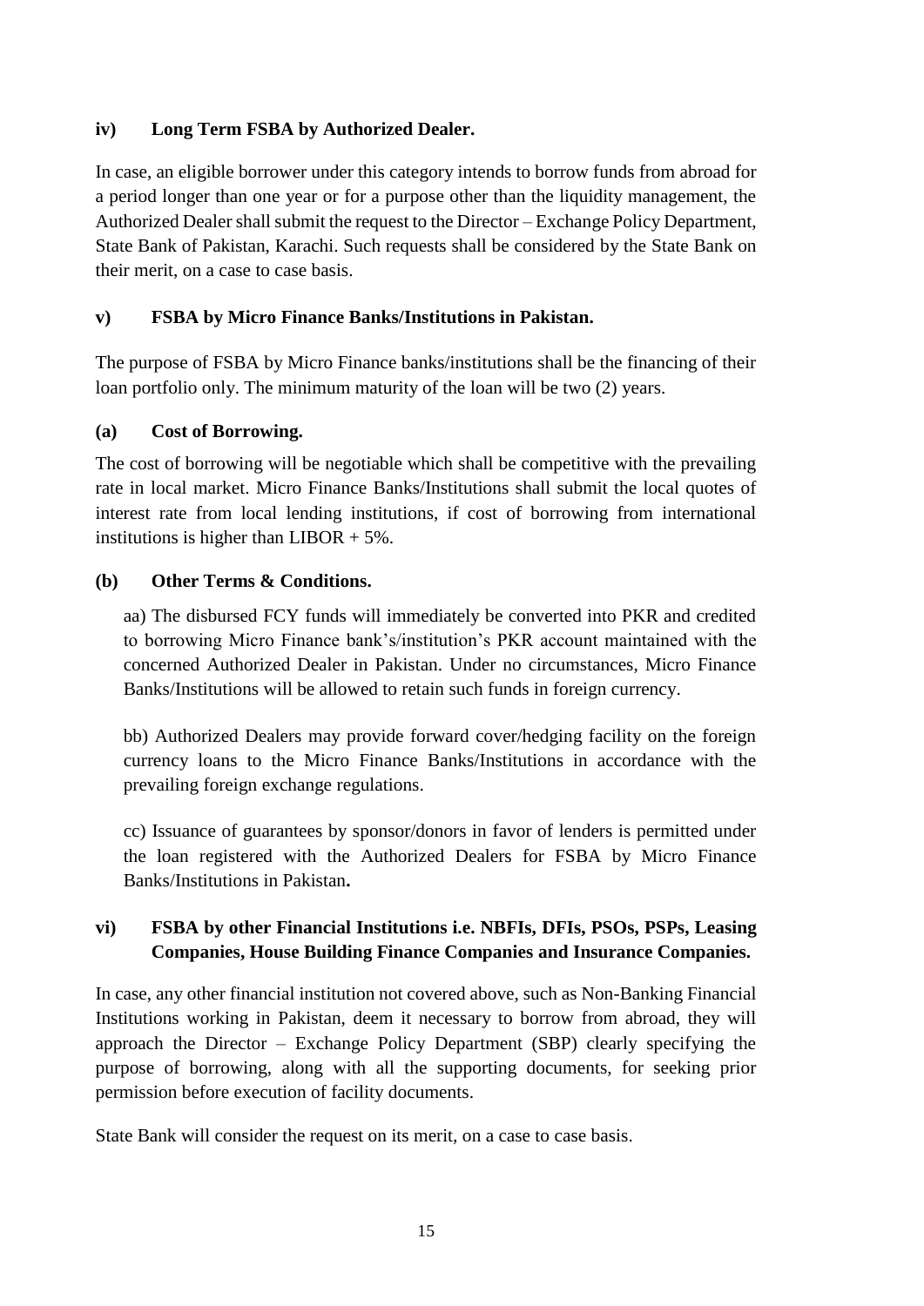### iv) Long Term FSBA by Authorized Dealer.

In case, an eligible borrower under this category intends to borrow funds from abroad for a period longer than one year or for a purpose other than the liquidity management, the Authorized Dealer shall submit the request to the Director – Exchange Policy Department, State Bank of Pakistan, Karachi. Such requests shall be considered by the State Bank on their merit, on a case to case basis.

### v) FSBA by Micro Finance Banks/Institutions in Pakistan.

The purpose of FSBA by Micro Finance banks/institutions shall be the financing of their loan portfolio only. The minimum maturity of the loan will be two (2) years.

#### (a) Cost of Borrowing.

The cost of borrowing will be negotiable which shall be competitive with the prevailing rate in local market. Micro Finance Banks/Institutions shall submit the local quotes of interest rate from local lending institutions, if cost of borrowing from international institutions is higher than LIBOR + 5%.

#### (b) Other Terms & Conditions.

aa) The disbursed FCY funds will immediately be converted into PKR and credited to borrowing Micro Finance bank's/institution's PKR account maintained with the concerned Authorized Dealer in Pakistan. Under no circumstances, Micro Finance Banks/Institutions will be allowed to retain such funds in foreign currency.

bb) Authorized Dealers may provide forward cover/hedging facility on the foreign currency loans to the Micro Finance Banks/Institutions in accordance with the prevailing foreign exchange regulations.

cc) Issuance of guarantees by sponsor/donors in favor of lenders is permitted under the loan registered with the Authorized Dealers for FSBA by Micro Finance Banks/Institutions in Pakistan**.**

### vi) FSBA by other Financial Institutions i.e. NBFIs, DFIs, PSOs, PSPs, Leasing Companies, House Building Finance Companies and Insurance Companies.

In case, any other financial institution not covered above, such as Non-Banking Financial Institutions working in Pakistan, deem it necessary to borrow from abroad, they will approach the Director – Exchange Policy Department (SBP) clearly specifying the purpose of borrowing, along with all the supporting documents, for seeking prior permission before execution of facility documents.

State Bank will consider the request on its merit, on a case to case basis.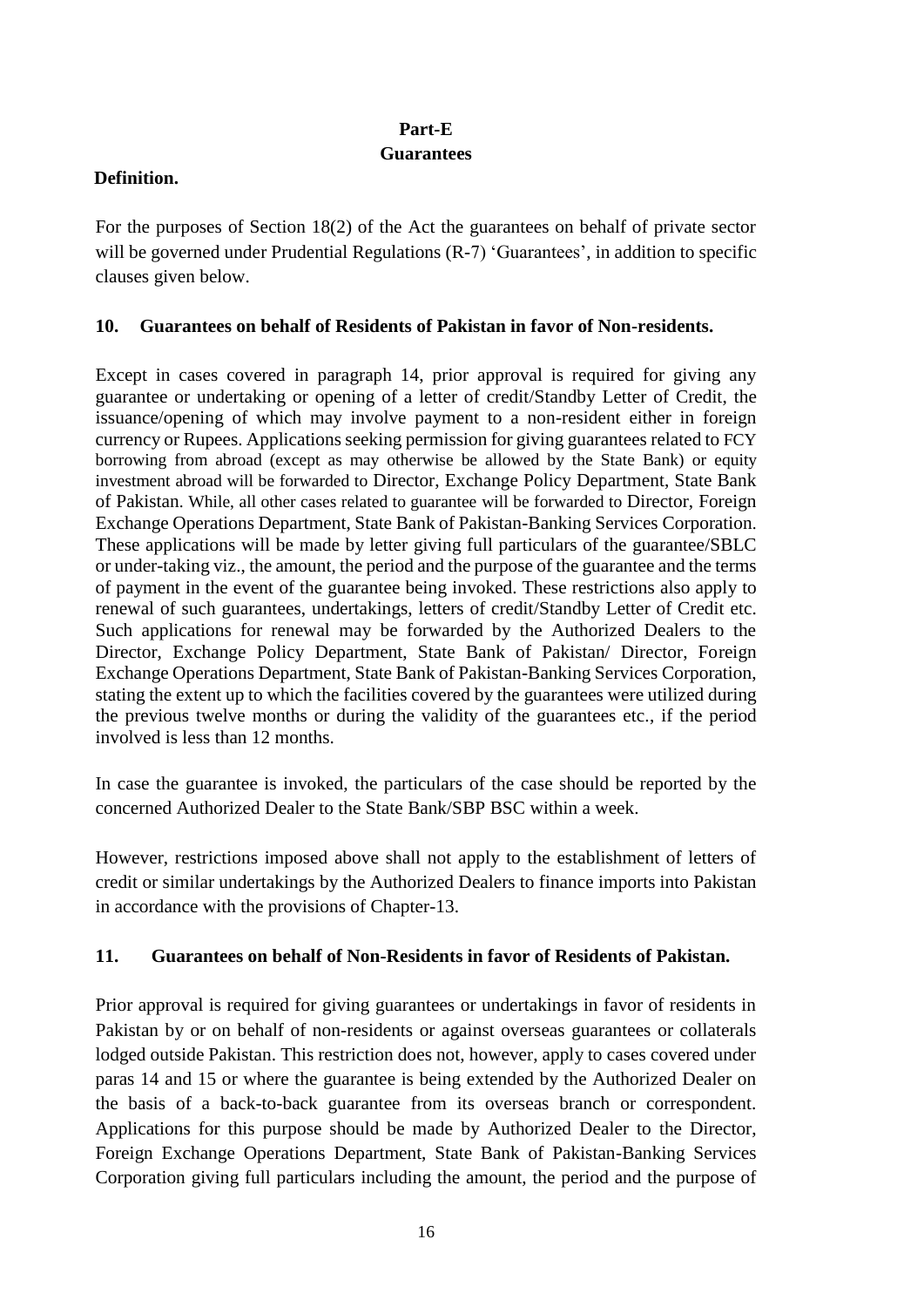**Part-E**
**Guarantees**

**Definition.**

For the purposes of Section 18(2) of the Act the guarantees on behalf of private sector will be governed under Prudential Regulations (R-7) 'Guarantees', in addition to specific clauses given below.

**10. Guarantees on behalf of Residents of Pakistan in favor of Non-residents.**

Except in cases covered in paragraph 14, prior approval is required for giving any guarantee or undertaking or opening of a letter of credit/Standby Letter of Credit, the issuance/opening of which may involve payment to a non-resident either in foreign currency or Rupees. Applications seeking permission for giving guarantees related to FCY borrowing from abroad (except as may otherwise be allowed by the State Bank) or equity investment abroad will be forwarded to Director, Exchange Policy Department, State Bank of Pakistan. While, all other cases related to guarantee will be forwarded to Director, Foreign Exchange Operations Department, State Bank of Pakistan-Banking Services Corporation. These applications will be made by letter giving full particulars of the guarantee/SBLC or under-taking viz., the amount, the period and the purpose of the guarantee and the terms of payment in the event of the guarantee being invoked. These restrictions also apply to renewal of such guarantees, undertakings, letters of credit/Standby Letter of Credit etc. Such applications for renewal may be forwarded by the Authorized Dealers to the Director, Exchange Policy Department, State Bank of Pakistan/ Director, Foreign Exchange Operations Department, State Bank of Pakistan-Banking Services Corporation, stating the extent up to which the facilities covered by the guarantees were utilized during the previous twelve months or during the validity of the guarantees etc., if the period involved is less than 12 months.

In case the guarantee is invoked, the particulars of the case should be reported by the concerned Authorized Dealer to the State Bank/SBP BSC within a week.

However, restrictions imposed above shall not apply to the establishment of letters of credit or similar undertakings by the Authorized Dealers to finance imports into Pakistan in accordance with the provisions of Chapter-13.

**11. Guarantees on behalf of Non-Residents in favor of Residents of Pakistan.**

Prior approval is required for giving guarantees or undertakings in favor of residents in Pakistan by or on behalf of non-residents or against overseas guarantees or collaterals lodged outside Pakistan. This restriction does not, however, apply to cases covered under paras 14 and 15 or where the guarantee is being extended by the Authorized Dealer on the basis of a back-to-back guarantee from its overseas branch or correspondent. Applications for this purpose should be made by Authorized Dealer to the Director, Foreign Exchange Operations Department, State Bank of Pakistan-Banking Services Corporation giving full particulars including the amount, the period and the purpose of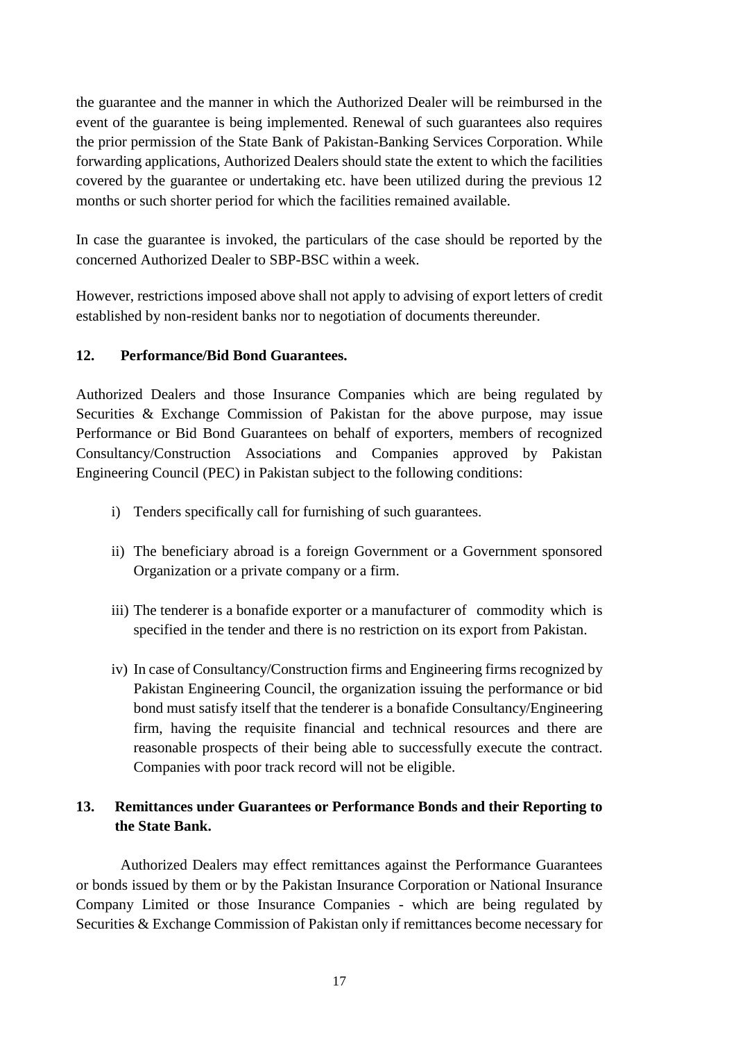the guarantee and the manner in which the Authorized Dealer will be reimbursed in the event of the guarantee is being implemented. Renewal of such guarantees also requires the prior permission of the State Bank of Pakistan-Banking Services Corporation. While forwarding applications, Authorized Dealers should state the extent to which the facilities covered by the guarantee or undertaking etc. have been utilized during the previous 12 months or such shorter period for which the facilities remained available.

In case the guarantee is invoked, the particulars of the case should be reported by the concerned Authorized Dealer to SBP-BSC within a week.

However, restrictions imposed above shall not apply to advising of export letters of credit established by non-resident banks nor to negotiation of documents thereunder.

**12. Performance/Bid Bond Guarantees.**

Authorized Dealers and those Insurance Companies which are being regulated by Securities & Exchange Commission of Pakistan for the above purpose, may issue Performance or Bid Bond Guarantees on behalf of exporters, members of recognized Consultancy/Construction Associations and Companies approved by Pakistan Engineering Council (PEC) in Pakistan subject to the following conditions:

i) Tenders specifically call for furnishing of such guarantees.

ii) The beneficiary abroad is a foreign Government or a Government sponsored Organization or a private company or a firm.

iii) The tenderer is a bonafide exporter or a manufacturer of commodity which is specified in the tender and there is no restriction on its export from Pakistan.

iv) In case of Consultancy/Construction firms and Engineering firms recognized by Pakistan Engineering Council, the organization issuing the performance or bid bond must satisfy itself that the tenderer is a bonafide Consultancy/Engineering firm, having the requisite financial and technical resources and there are reasonable prospects of their being able to successfully execute the contract. Companies with poor track record will not be eligible.

**13. Remittances under Guarantees or Performance Bonds and their Reporting to the State Bank.**

Authorized Dealers may effect remittances against the Performance Guarantees or bonds issued by them or by the Pakistan Insurance Corporation or National Insurance Company Limited or those Insurance Companies - which are being regulated by Securities & Exchange Commission of Pakistan only if remittances become necessary for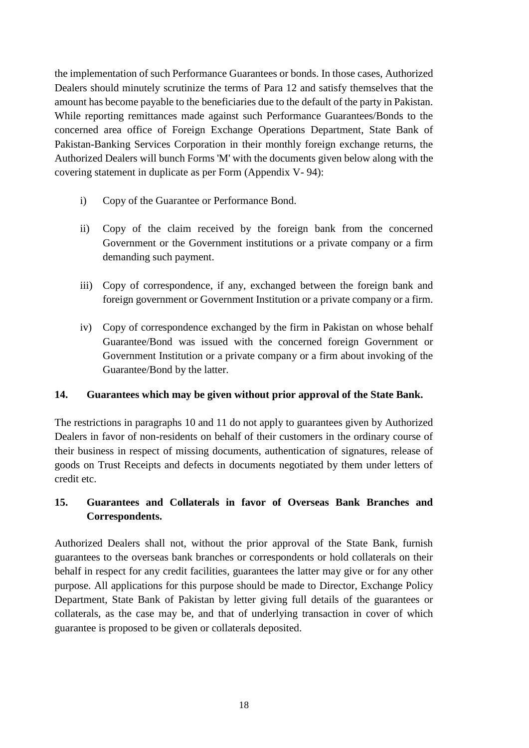the implementation of such Performance Guarantees or bonds. In those cases, Authorized Dealers should minutely scrutinize the terms of Para 12 and satisfy themselves that the amount has become payable to the beneficiaries due to the default of the party in Pakistan. While reporting remittances made against such Performance Guarantees/Bonds to the concerned area office of Foreign Exchange Operations Department, State Bank of Pakistan-Banking Services Corporation in their monthly foreign exchange returns, the Authorized Dealers will bunch Forms 'M' with the documents given below along with the covering statement in duplicate as per Form (Appendix V- 94):

i) Copy of the Guarantee or Performance Bond.

ii) Copy of the claim received by the foreign bank from the concerned Government or the Government institutions or a private company or a firm demanding such payment.

iii) Copy of correspondence, if any, exchanged between the foreign bank and foreign government or Government Institution or a private company or a firm.

iv) Copy of correspondence exchanged by the firm in Pakistan on whose behalf Guarantee/Bond was issued with the concerned foreign Government or Government Institution or a private company or a firm about invoking of the Guarantee/Bond by the latter.

### 14. Guarantees which may be given without prior approval of the State Bank.

The restrictions in paragraphs 10 and 11 do not apply to guarantees given by Authorized Dealers in favor of non-residents on behalf of their customers in the ordinary course of their business in respect of missing documents, authentication of signatures, release of goods on Trust Receipts and defects in documents negotiated by them under letters of credit etc.

### 15. Guarantees and Collaterals in favor of Overseas Bank Branches and Correspondents.

Authorized Dealers shall not, without the prior approval of the State Bank, furnish guarantees to the overseas bank branches or correspondents or hold collaterals on their behalf in respect for any credit facilities, guarantees the latter may give or for any other purpose. All applications for this purpose should be made to Director, Exchange Policy Department, State Bank of Pakistan by letter giving full details of the guarantees or collaterals, as the case may be, and that of underlying transaction in cover of which guarantee is proposed to be given or collaterals deposited.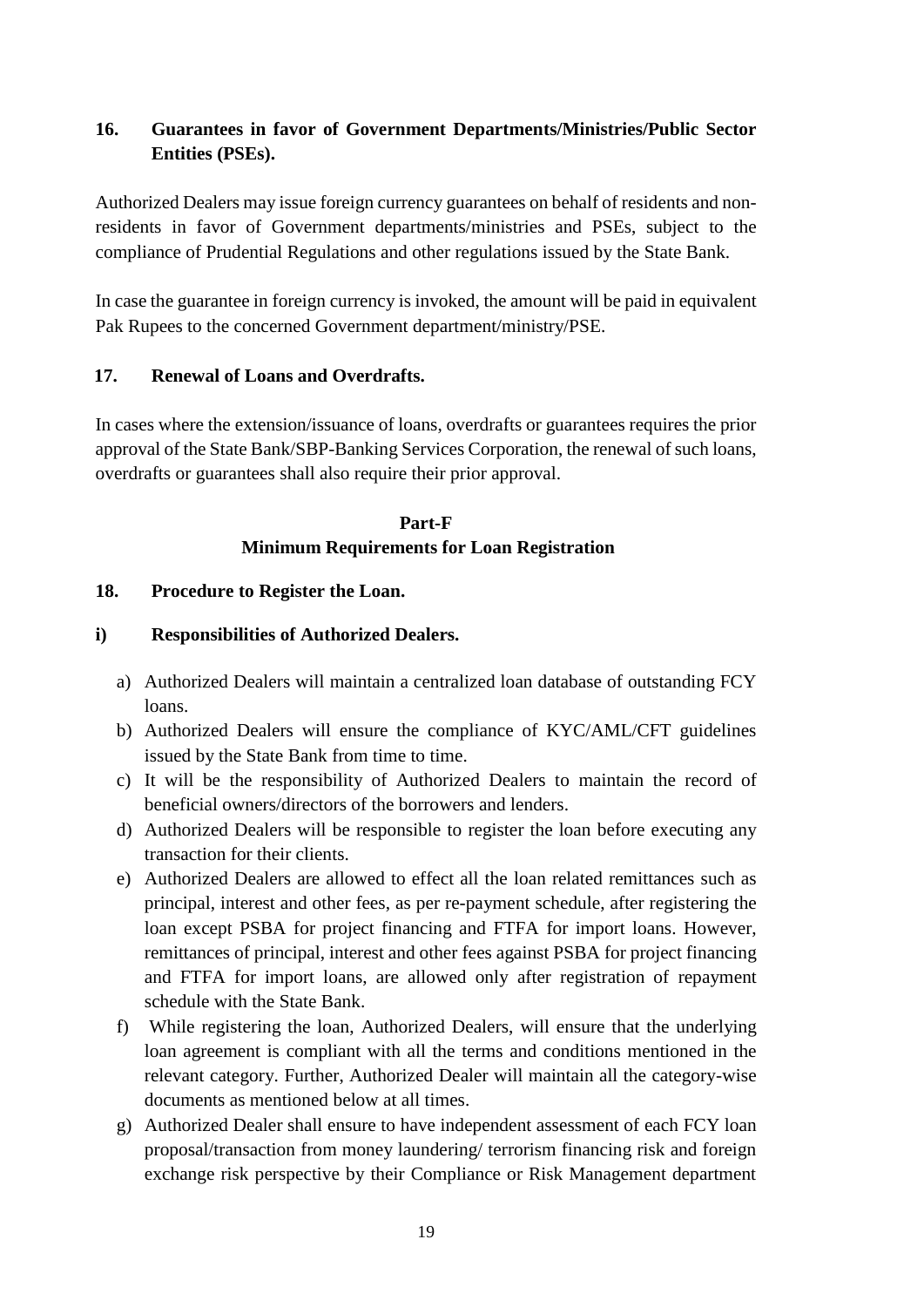### 16. Guarantees in favor of Government Departments/Ministries/Public Sector Entities (PSEs).

Authorized Dealers may issue foreign currency guarantees on behalf of residents and non-residents in favor of Government departments/ministries and PSEs, subject to the compliance of Prudential Regulations and other regulations issued by the State Bank.

In case the guarantee in foreign currency is invoked, the amount will be paid in equivalent Pak Rupees to the concerned Government department/ministry/PSE.

### 17. Renewal of Loans and Overdrafts.

In cases where the extension/issuance of loans, overdrafts or guarantees requires the prior approval of the State Bank/SBP-Banking Services Corporation, the renewal of such loans, overdrafts or guarantees shall also require their prior approval.

## Part-F
## Minimum Requirements for Loan Registration

### 18. Procedure to Register the Loan.

#### i) Responsibilities of Authorized Dealers.

a) Authorized Dealers will maintain a centralized loan database of outstanding FCY loans.

b) Authorized Dealers will ensure the compliance of KYC/AML/CFT guidelines issued by the State Bank from time to time.

c) It will be the responsibility of Authorized Dealers to maintain the record of beneficial owners/directors of the borrowers and lenders.

d) Authorized Dealers will be responsible to register the loan before executing any transaction for their clients.

e) Authorized Dealers are allowed to effect all the loan related remittances such as principal, interest and other fees, as per re-payment schedule, after registering the loan except PSBA for project financing and FTFA for import loans. However, remittances of principal, interest and other fees against PSBA for project financing and FTFA for import loans, are allowed only after registration of repayment schedule with the State Bank.

f) While registering the loan, Authorized Dealers, will ensure that the underlying loan agreement is compliant with all the terms and conditions mentioned in the relevant category. Further, Authorized Dealer will maintain all the category-wise documents as mentioned below at all times.

g) Authorized Dealer shall ensure to have independent assessment of each FCY loan proposal/transaction from money laundering/ terrorism financing risk and foreign exchange risk perspective by their Compliance or Risk Management department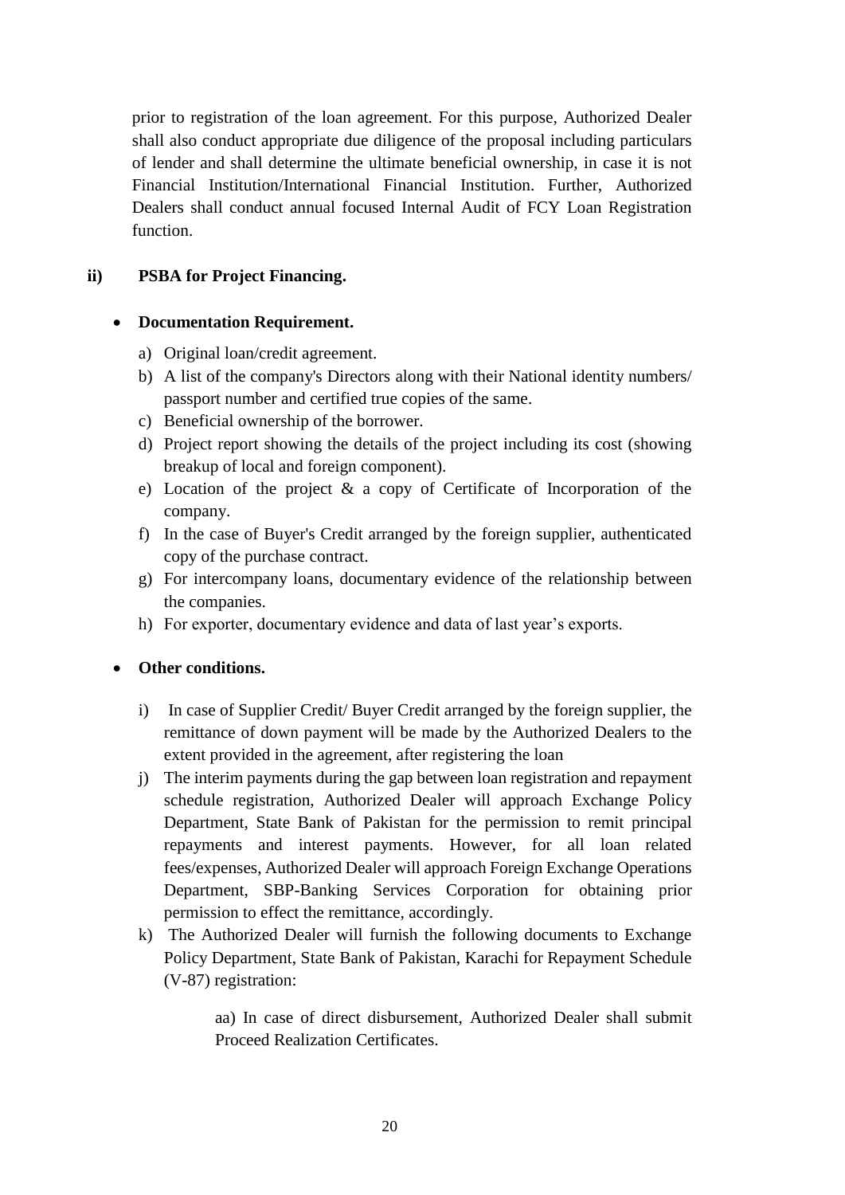prior to registration of the loan agreement. For this purpose, Authorized Dealer shall also conduct appropriate due diligence of the proposal including particulars of lender and shall determine the ultimate beneficial ownership, in case it is not Financial Institution/International Financial Institution. Further, Authorized Dealers shall conduct annual focused Internal Audit of FCY Loan Registration function.

**ii) PSBA for Project Financing.**

- **Documentation Requirement.**

  a) Original loan/credit agreement.
  b) A list of the company's Directors along with their National identity numbers/ passport number and certified true copies of the same.
  c) Beneficial ownership of the borrower.
  d) Project report showing the details of the project including its cost (showing breakup of local and foreign component).
  e) Location of the project & a copy of Certificate of Incorporation of the company.
  f) In the case of Buyer's Credit arranged by the foreign supplier, authenticated copy of the purchase contract.
  g) For intercompany loans, documentary evidence of the relationship between the companies.
  h) For exporter, documentary evidence and data of last year's exports.

- **Other conditions.**

  i) In case of Supplier Credit/ Buyer Credit arranged by the foreign supplier, the remittance of down payment will be made by the Authorized Dealers to the extent provided in the agreement, after registering the loan
  j) The interim payments during the gap between loan registration and repayment schedule registration, Authorized Dealer will approach Exchange Policy Department, State Bank of Pakistan for the permission to remit principal repayments and interest payments. However, for all loan related fees/expenses, Authorized Dealer will approach Foreign Exchange Operations Department, SBP-Banking Services Corporation for obtaining prior permission to effect the remittance, accordingly.
  k) The Authorized Dealer will furnish the following documents to Exchange Policy Department, State Bank of Pakistan, Karachi for Repayment Schedule (V-87) registration:

     aa) In case of direct disbursement, Authorized Dealer shall submit Proceed Realization Certificates.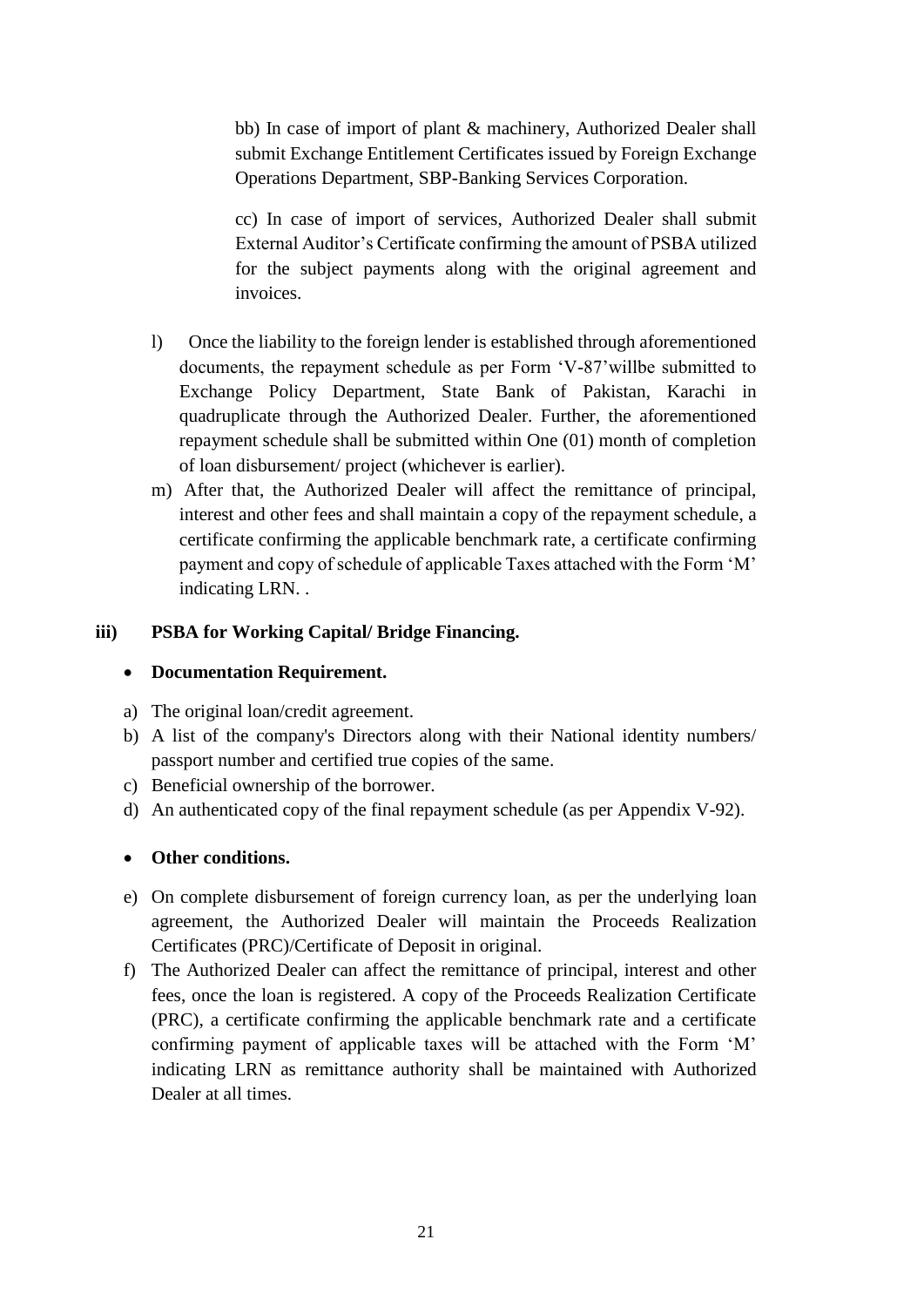bb) In case of import of plant & machinery, Authorized Dealer shall submit Exchange Entitlement Certificates issued by Foreign Exchange Operations Department, SBP-Banking Services Corporation.

cc) In case of import of services, Authorized Dealer shall submit External Auditor's Certificate confirming the amount of PSBA utilized for the subject payments along with the original agreement and invoices.

l) Once the liability to the foreign lender is established through aforementioned documents, the repayment schedule as per Form 'V-87'willbe submitted to Exchange Policy Department, State Bank of Pakistan, Karachi in quadruplicate through the Authorized Dealer. Further, the aforementioned repayment schedule shall be submitted within One (01) month of completion of loan disbursement/ project (whichever is earlier).

m) After that, the Authorized Dealer will affect the remittance of principal, interest and other fees and shall maintain a copy of the repayment schedule, a certificate confirming the applicable benchmark rate, a certificate confirming payment and copy of schedule of applicable Taxes attached with the Form 'M' indicating LRN. .

**iii) PSBA for Working Capital/ Bridge Financing.**

- **Documentation Requirement.**

a) The original loan/credit agreement.

b) A list of the company's Directors along with their National identity numbers/ passport number and certified true copies of the same.

c) Beneficial ownership of the borrower.

d) An authenticated copy of the final repayment schedule (as per Appendix V-92).

- **Other conditions.**

e) On complete disbursement of foreign currency loan, as per the underlying loan agreement, the Authorized Dealer will maintain the Proceeds Realization Certificates (PRC)/Certificate of Deposit in original.

f) The Authorized Dealer can affect the remittance of principal, interest and other fees, once the loan is registered. A copy of the Proceeds Realization Certificate (PRC), a certificate confirming the applicable benchmark rate and a certificate confirming payment of applicable taxes will be attached with the Form 'M' indicating LRN as remittance authority shall be maintained with Authorized Dealer at all times.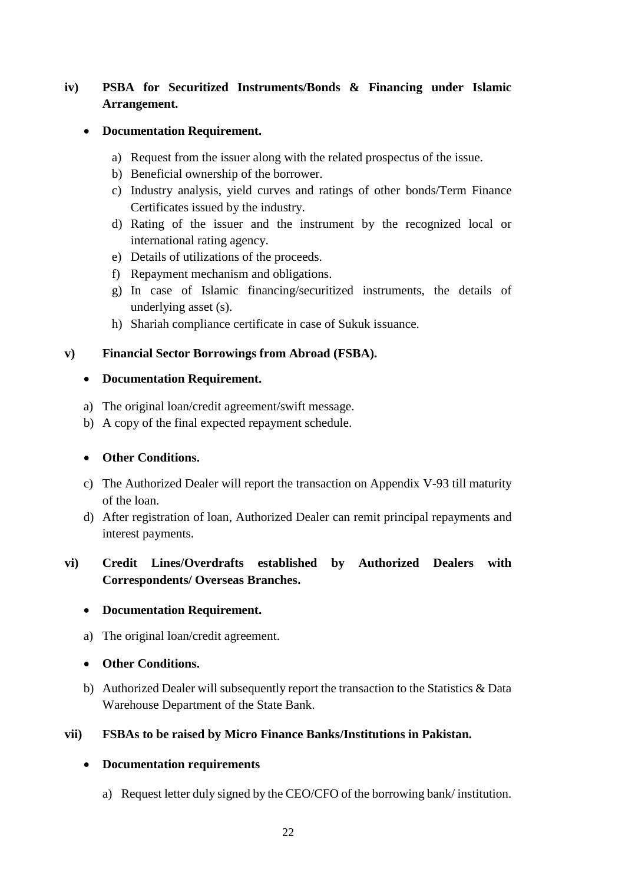**iv) PSBA for Securitized Instruments/Bonds & Financing under Islamic Arrangement.**

- **Documentation Requirement.**

  a) Request from the issuer along with the related prospectus of the issue.
  b) Beneficial ownership of the borrower.
  c) Industry analysis, yield curves and ratings of other bonds/Term Finance Certificates issued by the industry.
  d) Rating of the issuer and the instrument by the recognized local or international rating agency.
  e) Details of utilizations of the proceeds.
  f) Repayment mechanism and obligations.
  g) In case of Islamic financing/securitized instruments, the details of underlying asset (s).
  h) Shariah compliance certificate in case of Sukuk issuance.

**v) Financial Sector Borrowings from Abroad (FSBA).**

- **Documentation Requirement.**

a) The original loan/credit agreement/swift message.
b) A copy of the final expected repayment schedule.

- **Other Conditions.**

c) The Authorized Dealer will report the transaction on Appendix V-93 till maturity of the loan.
d) After registration of loan, Authorized Dealer can remit principal repayments and interest payments.

**vi) Credit Lines/Overdrafts established by Authorized Dealers with Correspondents/ Overseas Branches.**

- **Documentation Requirement.**

a) The original loan/credit agreement.

- **Other Conditions.**

b) Authorized Dealer will subsequently report the transaction to the Statistics & Data Warehouse Department of the State Bank.

**vii) FSBAs to be raised by Micro Finance Banks/Institutions in Pakistan.**

- **Documentation requirements**

  a) Request letter duly signed by the CEO/CFO of the borrowing bank/ institution.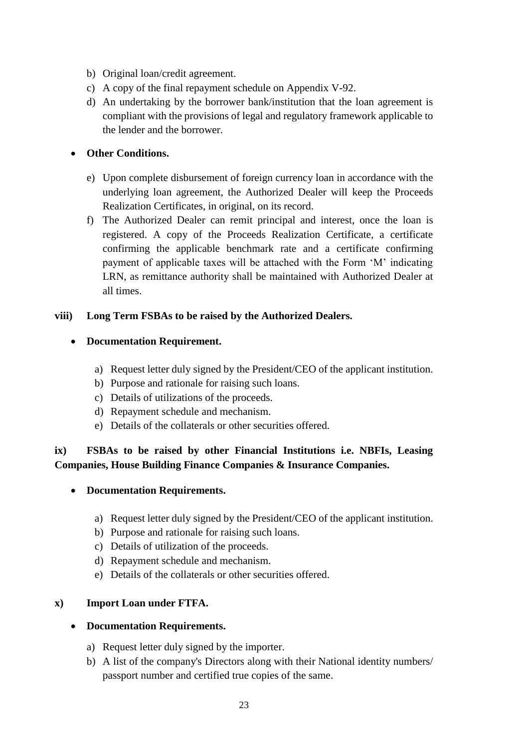b) Original loan/credit agreement.
c) A copy of the final repayment schedule on Appendix V-92.
d) An undertaking by the borrower bank/institution that the loan agreement is compliant with the provisions of legal and regulatory framework applicable to the lender and the borrower.

- **Other Conditions.**

e) Upon complete disbursement of foreign currency loan in accordance with the underlying loan agreement, the Authorized Dealer will keep the Proceeds Realization Certificates, in original, on its record.
f) The Authorized Dealer can remit principal and interest, once the loan is registered. A copy of the Proceeds Realization Certificate, a certificate confirming the applicable benchmark rate and a certificate confirming payment of applicable taxes will be attached with the Form 'M' indicating LRN, as remittance authority shall be maintained with Authorized Dealer at all times.

**viii) Long Term FSBAs to be raised by the Authorized Dealers.**

- **Documentation Requirement.**

a) Request letter duly signed by the President/CEO of the applicant institution.
b) Purpose and rationale for raising such loans.
c) Details of utilizations of the proceeds.
d) Repayment schedule and mechanism.
e) Details of the collaterals or other securities offered.

**ix) FSBAs to be raised by other Financial Institutions i.e. NBFIs, Leasing Companies, House Building Finance Companies & Insurance Companies.**

- **Documentation Requirements.**

a) Request letter duly signed by the President/CEO of the applicant institution.
b) Purpose and rationale for raising such loans.
c) Details of utilization of the proceeds.
d) Repayment schedule and mechanism.
e) Details of the collaterals or other securities offered.

**x) Import Loan under FTFA.**

- **Documentation Requirements.**

a) Request letter duly signed by the importer.
b) A list of the company's Directors along with their National identity numbers/ passport number and certified true copies of the same.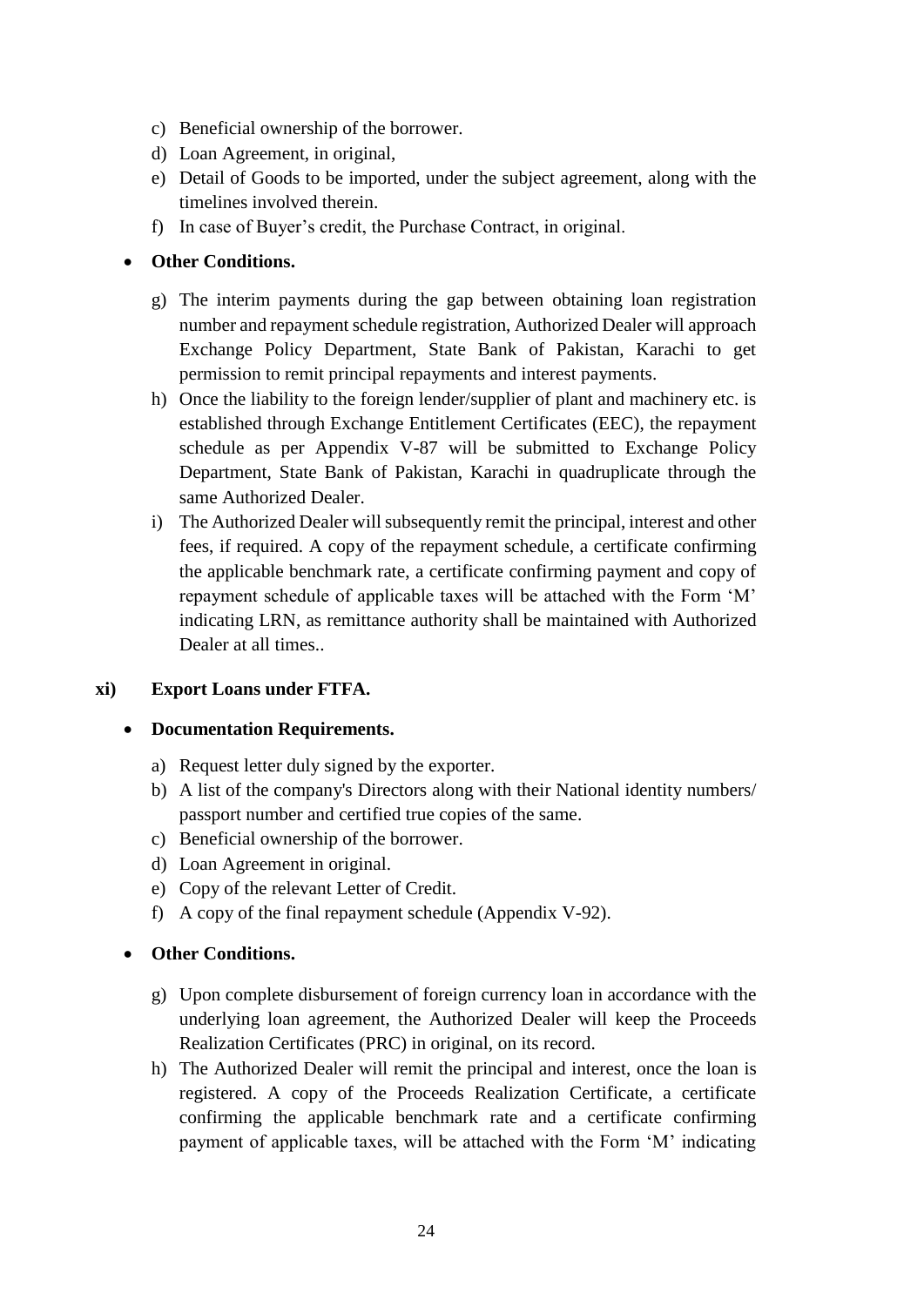c) Beneficial ownership of the borrower.
d) Loan Agreement, in original,
e) Detail of Goods to be imported, under the subject agreement, along with the timelines involved therein.
f) In case of Buyer's credit, the Purchase Contract, in original.

- **Other Conditions.**

g) The interim payments during the gap between obtaining loan registration number and repayment schedule registration, Authorized Dealer will approach Exchange Policy Department, State Bank of Pakistan, Karachi to get permission to remit principal repayments and interest payments.
h) Once the liability to the foreign lender/supplier of plant and machinery etc. is established through Exchange Entitlement Certificates (EEC), the repayment schedule as per Appendix V-87 will be submitted to Exchange Policy Department, State Bank of Pakistan, Karachi in quadruplicate through the same Authorized Dealer.
i) The Authorized Dealer will subsequently remit the principal, interest and other fees, if required. A copy of the repayment schedule, a certificate confirming the applicable benchmark rate, a certificate confirming payment and copy of repayment schedule of applicable taxes will be attached with the Form 'M' indicating LRN, as remittance authority shall be maintained with Authorized Dealer at all times..

**xi) Export Loans under FTFA.**

- **Documentation Requirements.**

a) Request letter duly signed by the exporter.
b) A list of the company's Directors along with their National identity numbers/ passport number and certified true copies of the same.
c) Beneficial ownership of the borrower.
d) Loan Agreement in original.
e) Copy of the relevant Letter of Credit.
f) A copy of the final repayment schedule (Appendix V-92).

- **Other Conditions.**

g) Upon complete disbursement of foreign currency loan in accordance with the underlying loan agreement, the Authorized Dealer will keep the Proceeds Realization Certificates (PRC) in original, on its record.
h) The Authorized Dealer will remit the principal and interest, once the loan is registered. A copy of the Proceeds Realization Certificate, a certificate confirming the applicable benchmark rate and a certificate confirming payment of applicable taxes, will be attached with the Form 'M' indicating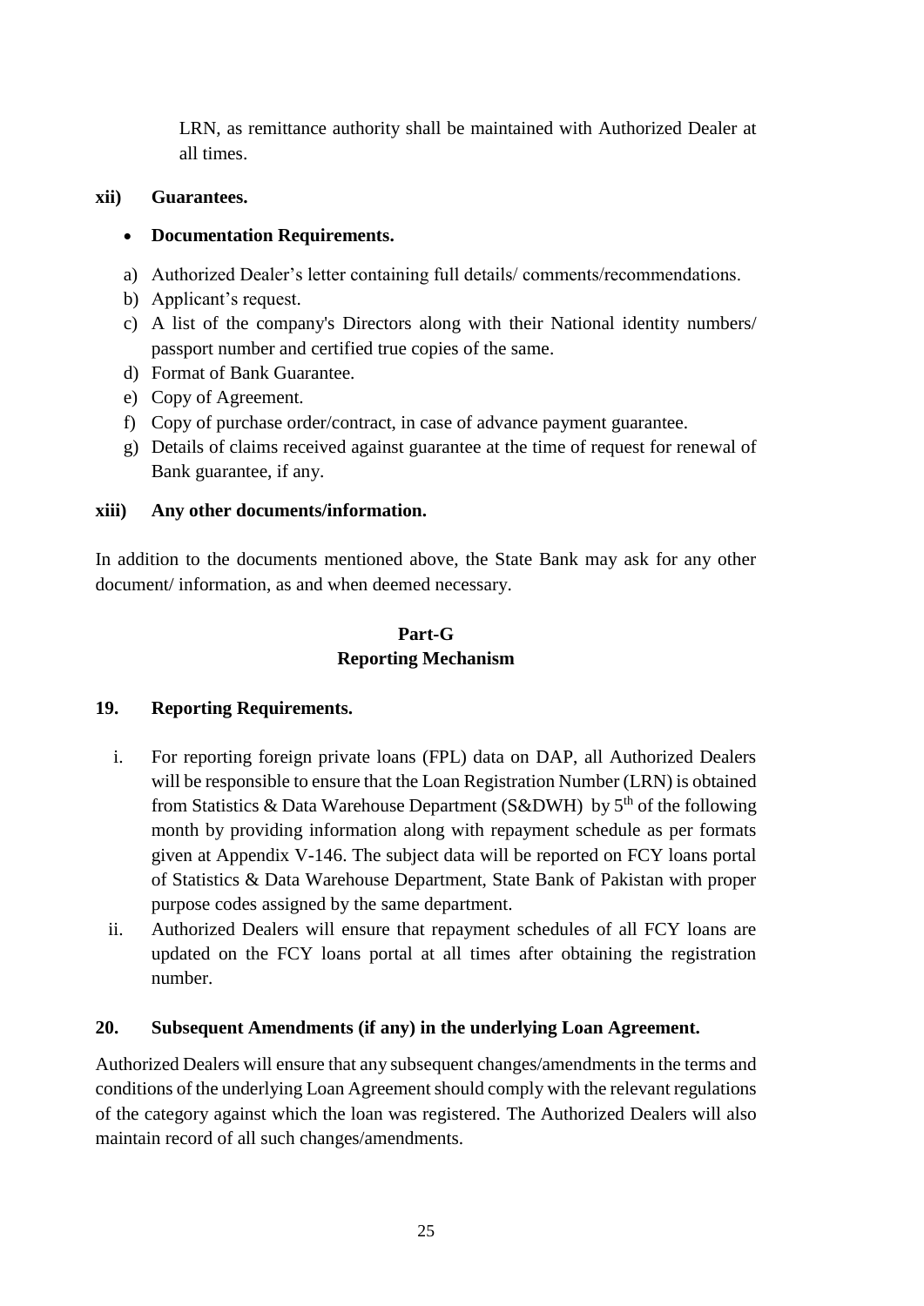LRN, as remittance authority shall be maintained with Authorized Dealer at all times.

**xii) Guarantees.**

- **Documentation Requirements.**

a) Authorized Dealer's letter containing full details/ comments/recommendations.
b) Applicant's request.
c) A list of the company's Directors along with their National identity numbers/ passport number and certified true copies of the same.
d) Format of Bank Guarantee.
e) Copy of Agreement.
f) Copy of purchase order/contract, in case of advance payment guarantee.
g) Details of claims received against guarantee at the time of request for renewal of Bank guarantee, if any.

**xiii) Any other documents/information.**

In addition to the documents mentioned above, the State Bank may ask for any other document/ information, as and when deemed necessary.

## Part-G
## Reporting Mechanism

**19. Reporting Requirements.**

i. For reporting foreign private loans (FPL) data on DAP, all Authorized Dealers will be responsible to ensure that the Loan Registration Number (LRN) is obtained from Statistics & Data Warehouse Department (S&DWH) by 5th of the following month by providing information along with repayment schedule as per formats given at Appendix V-146. The subject data will be reported on FCY loans portal of Statistics & Data Warehouse Department, State Bank of Pakistan with proper purpose codes assigned by the same department.

ii. Authorized Dealers will ensure that repayment schedules of all FCY loans are updated on the FCY loans portal at all times after obtaining the registration number.

**20. Subsequent Amendments (if any) in the underlying Loan Agreement.**

Authorized Dealers will ensure that any subsequent changes/amendments in the terms and conditions of the underlying Loan Agreement should comply with the relevant regulations of the category against which the loan was registered. The Authorized Dealers will also maintain record of all such changes/amendments.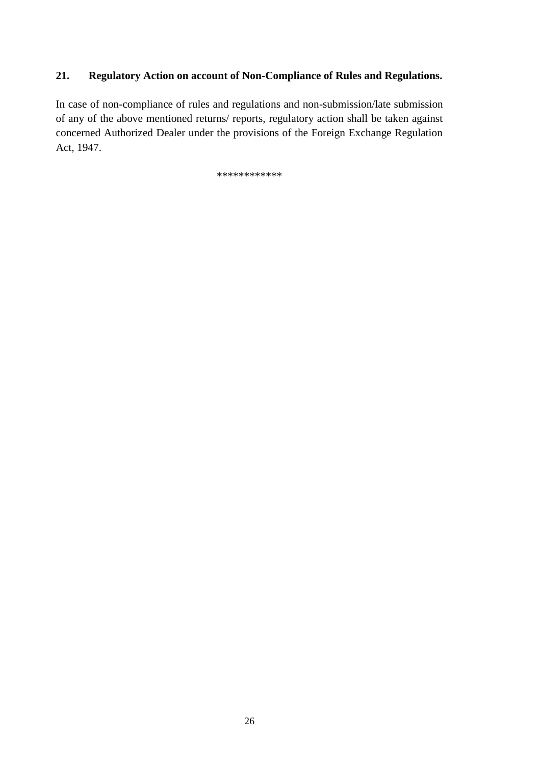## 21. Regulatory Action on account of Non-Compliance of Rules and Regulations.

In case of non-compliance of rules and regulations and non-submission/late submission of any of the above mentioned returns/ reports, regulatory action shall be taken against concerned Authorized Dealer under the provisions of the Foreign Exchange Regulation Act, 1947.

************